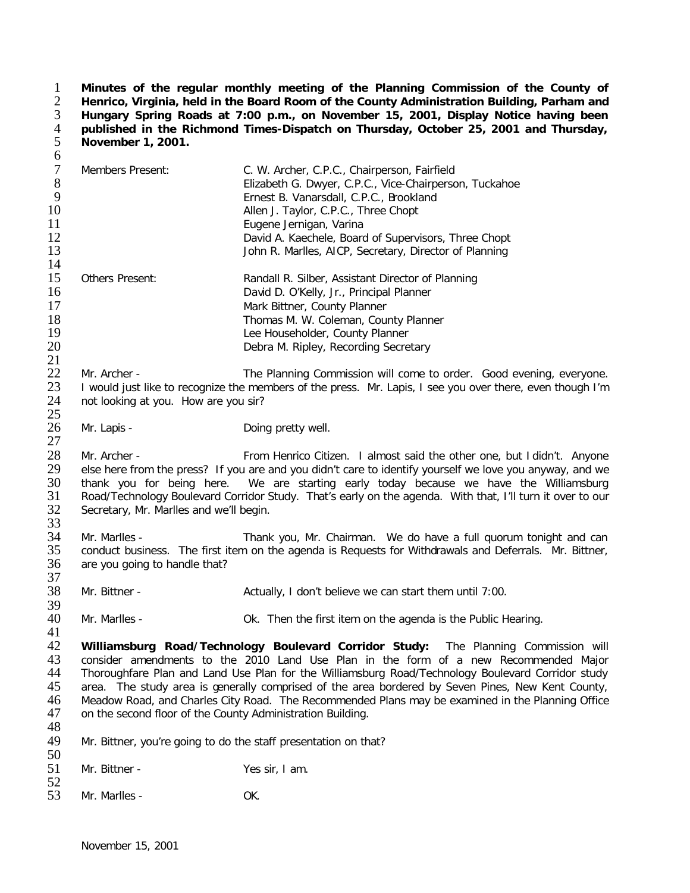**Minutes of the regular monthly meeting of the Planning Commission of the County of Henrico, Virginia, held in the Board Room of the County Administration Building, Parham and Hungary Spring Roads at 7:00 p.m., on November 15, 2001, Display Notice having been published in the Richmond Times-Dispatch on Thursday, October 25, 2001 and Thursday, November 1, 2001.**

| | |
|---|---|
| Members Present: | C. W. Archer, C.P.C., Chairperson, Fairfield |
| | Elizabeth G. Dwyer, C.P.C., Vice-Chairperson, Tuckahoe |
| | Ernest B. Vanarsdall, C.P.C., Brookland |
| | Allen J. Taylor, C.P.C., Three Chopt |
| | Eugene Jernigan, Varina |
| | David A. Kaechele, Board of Supervisors, Three Chopt |
| | John R. Marlles, AICP, Secretary, Director of Planning |
| Others Present: | Randall R. Silber, Assistant Director of Planning |
| | David D. O'Kelly, Jr., Principal Planner |
| | Mark Bittner, County Planner |
| | Thomas M. W. Coleman, County Planner |
| | Lee Householder, County Planner |
| | Debra M. Ripley, Recording Secretary |

Mr. Archer - The Planning Commission will come to order. Good evening, everyone. I would just like to recognize the members of the press. Mr. Lapis, I see you over there, even though I'm not looking at you. How are you sir?

Mr. Lapis - Doing pretty well.

Mr. Archer - From Henrico Citizen. I almost said the other one, but I didn't. Anyone else here from the press? If you are and you didn't care to identify yourself we love you anyway, and we thank you for being here. We are starting early today because we have the Williamsburg Road/Technology Boulevard Corridor Study. That's early on the agenda. With that, I'll turn it over to our Secretary, Mr. Marlles and we'll begin.

Mr. Marlles - Thank you, Mr. Chairman. We do have a full quorum tonight and can conduct business. The first item on the agenda is Requests for Withdrawals and Deferrals. Mr. Bittner, are you going to handle that?

Mr. Bittner - Actually, I don't believe we can start them until 7:00.

Mr. Marlles - Ok. Then the first item on the agenda is the Public Hearing.

**Williamsburg Road/Technology Boulevard Corridor Study:** The Planning Commission will consider amendments to the 2010 Land Use Plan in the form of a new Recommended Major Thoroughfare Plan and Land Use Plan for the Williamsburg Road/Technology Boulevard Corridor study area. The study area is generally comprised of the area bordered by Seven Pines, New Kent County, Meadow Road, and Charles City Road. The Recommended Plans may be examined in the Planning Office on the second floor of the County Administration Building.

Mr. Bittner, you're going to do the staff presentation on that?

Mr. Bittner - Yes sir, I am.

Mr. Marlles - OK.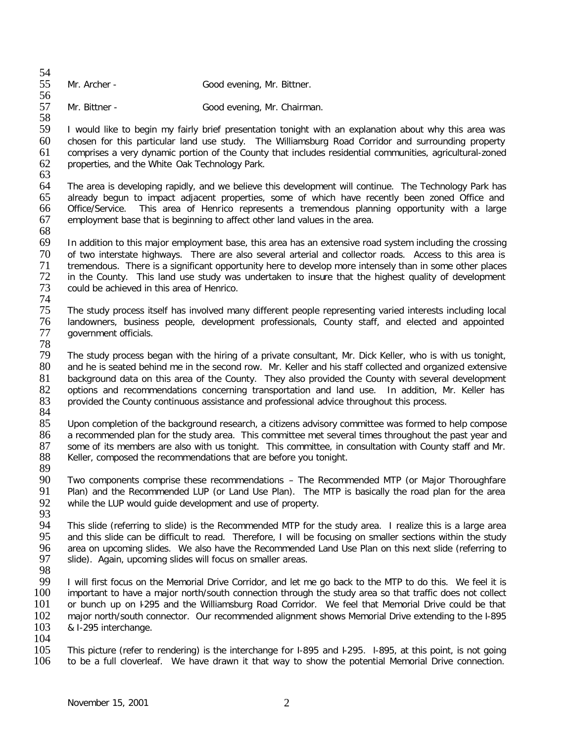Mr. Archer - Good evening, Mr. Bittner.

Mr. Bittner - Good evening, Mr. Chairman.

I would like to begin my fairly brief presentation tonight with an explanation about why this area was chosen for this particular land use study. The Williamsburg Road Corridor and surrounding property comprises a very dynamic portion of the County that includes residential communities, agricultural-zoned properties, and the White Oak Technology Park.

The area is developing rapidly, and we believe this development will continue. The Technology Park has already begun to impact adjacent properties, some of which have recently been zoned Office and Office/Service. This area of Henrico represents a tremendous planning opportunity with a large employment base that is beginning to affect other land values in the area.

In addition to this major employment base, this area has an extensive road system including the crossing of two interstate highways. There are also several arterial and collector roads. Access to this area is tremendous. There is a significant opportunity here to develop more intensely than in some other places in the County. This land use study was undertaken to insure that the highest quality of development could be achieved in this area of Henrico.

The study process itself has involved many different people representing varied interests including local landowners, business people, development professionals, County staff, and elected and appointed government officials.

The study process began with the hiring of a private consultant, Mr. Dick Keller, who is with us tonight, and he is seated behind me in the second row. Mr. Keller and his staff collected and organized extensive background data on this area of the County. They also provided the County with several development options and recommendations concerning transportation and land use. In addition, Mr. Keller has provided the County continuous assistance and professional advice throughout this process.

Upon completion of the background research, a citizens advisory committee was formed to help compose a recommended plan for the study area. This committee met several times throughout the past year and some of its members are also with us tonight. This committee, in consultation with County staff and Mr. Keller, composed the recommendations that are before you tonight.

Two components comprise these recommendations – The Recommended MTP (or Major Thoroughfare Plan) and the Recommended LUP (or Land Use Plan). The MTP is basically the road plan for the area while the LUP would guide development and use of property.

This slide (referring to slide) is the Recommended MTP for the study area. I realize this is a large area and this slide can be difficult to read. Therefore, I will be focusing on smaller sections within the study area on upcoming slides. We also have the Recommended Land Use Plan on this next slide (referring to slide). Again, upcoming slides will focus on smaller areas.

I will first focus on the Memorial Drive Corridor, and let me go back to the MTP to do this. We feel it is important to have a major north/south connection through the study area so that traffic does not collect or bunch up on I-295 and the Williamsburg Road Corridor. We feel that Memorial Drive could be that major north/south connector. Our recommended alignment shows Memorial Drive extending to the I-895 & I-295 interchange.

This picture (refer to rendering) is the interchange for I-895 and I-295. I-895, at this point, is not going to be a full cloverleaf. We have drawn it that way to show the potential Memorial Drive connection.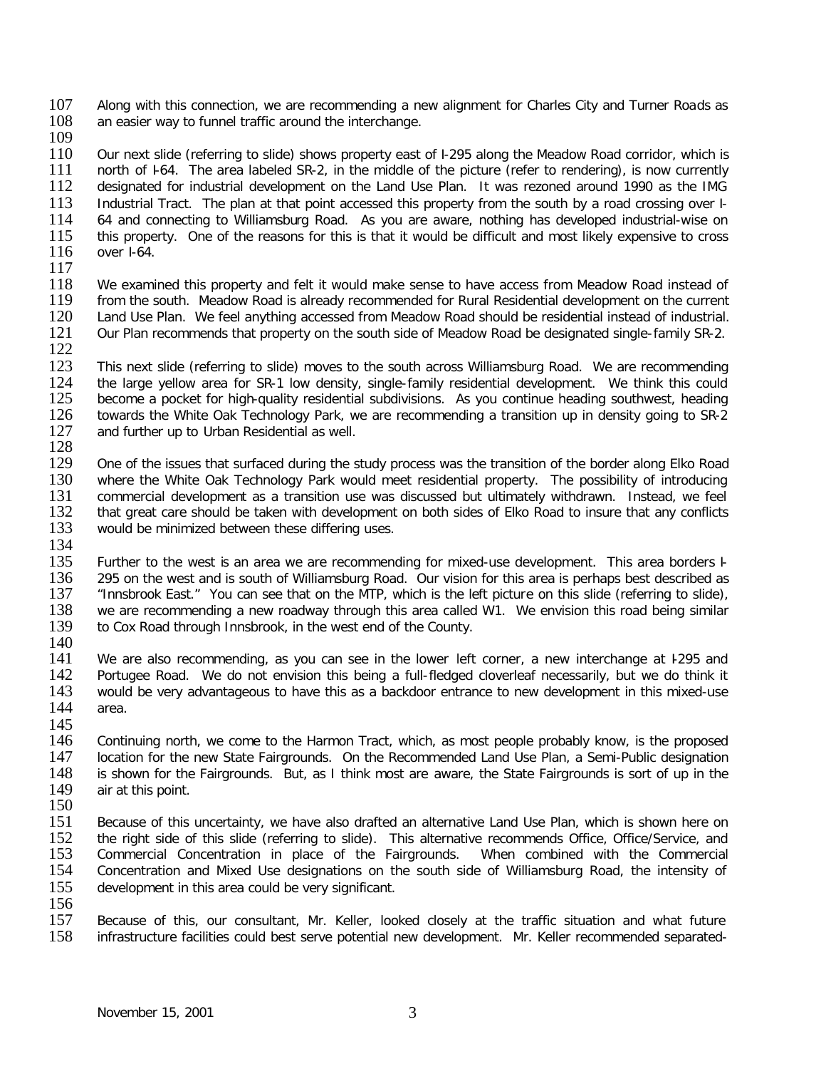Along with this connection, we are recommending a new alignment for Charles City and Turner Roads as an easier way to funnel traffic around the interchange.

Our next slide (referring to slide) shows property east of I-295 along the Meadow Road corridor, which is north of I-64. The area labeled SR-2, in the middle of the picture (refer to rendering), is now currently designated for industrial development on the Land Use Plan. It was rezoned around 1990 as the IMG Industrial Tract. The plan at that point accessed this property from the south by a road crossing over I-64 and connecting to Williamsburg Road. As you are aware, nothing has developed industrial-wise on this property. One of the reasons for this is that it would be difficult and most likely expensive to cross over I-64.

We examined this property and felt it would make sense to have access from Meadow Road instead of from the south. Meadow Road is already recommended for Rural Residential development on the current Land Use Plan. We feel anything accessed from Meadow Road should be residential instead of industrial. Our Plan recommends that property on the south side of Meadow Road be designated single-family SR-2.

This next slide (referring to slide) moves to the south across Williamsburg Road. We are recommending the large yellow area for SR-1 low density, single-family residential development. We think this could become a pocket for high-quality residential subdivisions. As you continue heading southwest, heading towards the White Oak Technology Park, we are recommending a transition up in density going to SR-2 and further up to Urban Residential as well.

One of the issues that surfaced during the study process was the transition of the border along Elko Road where the White Oak Technology Park would meet residential property. The possibility of introducing commercial development as a transition use was discussed but ultimately withdrawn. Instead, we feel that great care should be taken with development on both sides of Elko Road to insure that any conflicts would be minimized between these differing uses.

Further to the west is an area we are recommending for mixed-use development. This area borders I-295 on the west and is south of Williamsburg Road. Our vision for this area is perhaps best described as "Innsbrook East." You can see that on the MTP, which is the left picture on this slide (referring to slide), we are recommending a new roadway through this area called W1. We envision this road being similar to Cox Road through Innsbrook, in the west end of the County.

We are also recommending, as you can see in the lower left corner, a new interchange at I-295 and Portugee Road. We do not envision this being a full-fledged cloverleaf necessarily, but we do think it would be very advantageous to have this as a backdoor entrance to new development in this mixed-use area.

Continuing north, we come to the Harmon Tract, which, as most people probably know, is the proposed location for the new State Fairgrounds. On the Recommended Land Use Plan, a Semi-Public designation is shown for the Fairgrounds. But, as I think most are aware, the State Fairgrounds is sort of up in the air at this point.

Because of this uncertainty, we have also drafted an alternative Land Use Plan, which is shown here on the right side of this slide (referring to slide). This alternative recommends Office, Office/Service, and Commercial Concentration in place of the Fairgrounds. When combined with the Commercial Concentration and Mixed Use designations on the south side of Williamsburg Road, the intensity of development in this area could be very significant.

Because of this, our consultant, Mr. Keller, looked closely at the traffic situation and what future infrastructure facilities could best serve potential new development. Mr. Keller recommended separated-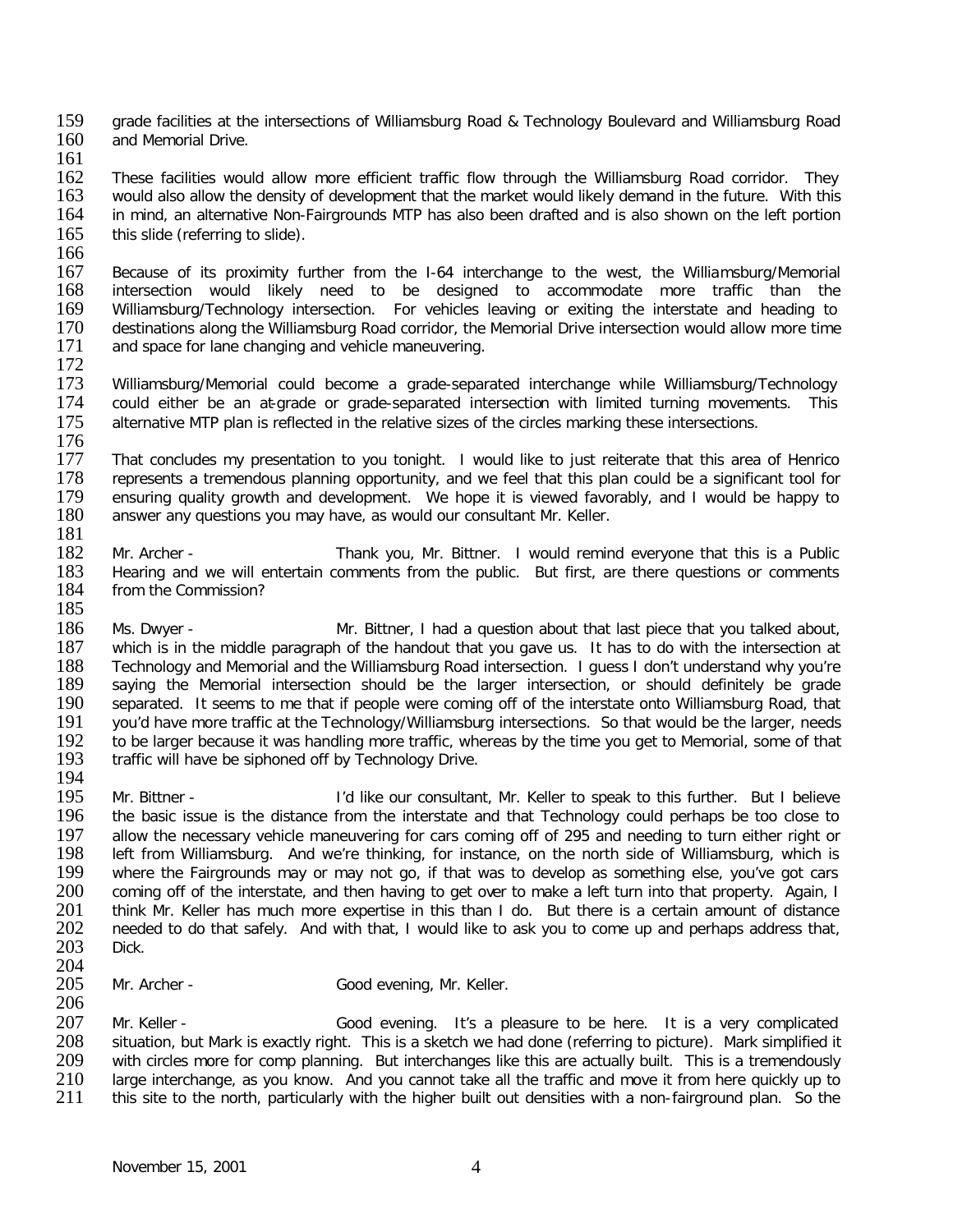grade facilities at the intersections of Williamsburg Road & Technology Boulevard and Williamsburg Road and Memorial Drive.

These facilities would allow more efficient traffic flow through the Williamsburg Road corridor. They would also allow the density of development that the market would likely demand in the future. With this in mind, an alternative Non-Fairgrounds MTP has also been drafted and is also shown on the left portion this slide (referring to slide).

Because of its proximity further from the I-64 interchange to the west, the Williamsburg/Memorial intersection would likely need to be designed to accommodate more traffic than the Williamsburg/Technology intersection. For vehicles leaving or exiting the interstate and heading to destinations along the Williamsburg Road corridor, the Memorial Drive intersection would allow more time and space for lane changing and vehicle maneuvering.

Williamsburg/Memorial could become a grade-separated interchange while Williamsburg/Technology could either be an at-grade or grade-separated intersection with limited turning movements. This alternative MTP plan is reflected in the relative sizes of the circles marking these intersections.

That concludes my presentation to you tonight. I would like to just reiterate that this area of Henrico represents a tremendous planning opportunity, and we feel that this plan could be a significant tool for ensuring quality growth and development. We hope it is viewed favorably, and I would be happy to answer any questions you may have, as would our consultant Mr. Keller.

Mr. Archer - Thank you, Mr. Bittner. I would remind everyone that this is a Public Hearing and we will entertain comments from the public. But first, are there questions or comments from the Commission?

Ms. Dwyer - Mr. Bittner, I had a question about that last piece that you talked about, which is in the middle paragraph of the handout that you gave us. It has to do with the intersection at Technology and Memorial and the Williamsburg Road intersection. I guess I don't understand why you're saying the Memorial intersection should be the larger intersection, or should definitely be grade separated. It seems to me that if people were coming off of the interstate onto Williamsburg Road, that you'd have more traffic at the Technology/Williamsburg intersections. So that would be the larger, needs to be larger because it was handling more traffic, whereas by the time you get to Memorial, some of that traffic will have be siphoned off by Technology Drive.

Mr. Bittner - I'd like our consultant, Mr. Keller to speak to this further. But I believe the basic issue is the distance from the interstate and that Technology could perhaps be too close to allow the necessary vehicle maneuvering for cars coming off of 295 and needing to turn either right or left from Williamsburg. And we're thinking, for instance, on the north side of Williamsburg, which is where the Fairgrounds may or may not go, if that was to develop as something else, you've got cars coming off of the interstate, and then having to get over to make a left turn into that property. Again, I think Mr. Keller has much more expertise in this than I do. But there is a certain amount of distance needed to do that safely. And with that, I would like to ask you to come up and perhaps address that, Dick.

Mr. Archer - Good evening, Mr. Keller.

Mr. Keller - Good evening. It's a pleasure to be here. It is a very complicated situation, but Mark is exactly right. This is a sketch we had done (referring to picture). Mark simplified it with circles more for comp planning. But interchanges like this are actually built. This is a tremendously large interchange, as you know. And you cannot take all the traffic and move it from here quickly up to this site to the north, particularly with the higher built out densities with a non-fairground plan. So the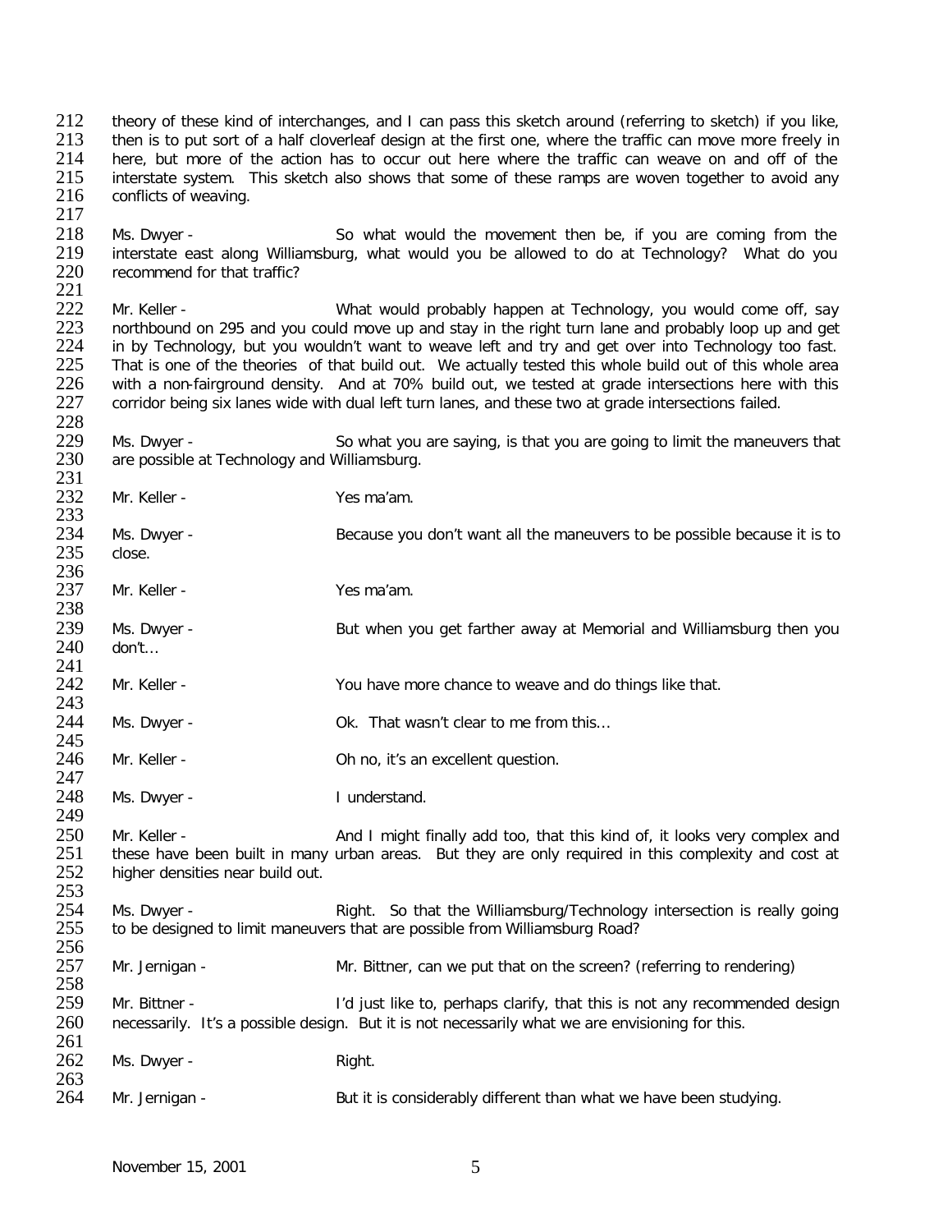theory of these kind of interchanges, and I can pass this sketch around (referring to sketch) if you like, then is to put sort of a half cloverleaf design at the first one, where the traffic can move more freely in here, but more of the action has to occur out here where the traffic can weave on and off of the interstate system. This sketch also shows that some of these ramps are woven together to avoid any conflicts of weaving.

Ms. Dwyer - So what would the movement then be, if you are coming from the interstate east along Williamsburg, what would you be allowed to do at Technology? What do you recommend for that traffic?

Mr. Keller - What would probably happen at Technology, you would come off, say northbound on 295 and you could move up and stay in the right turn lane and probably loop up and get in by Technology, but you wouldn't want to weave left and try and get over into Technology too fast. That is one of the theories of that build out. We actually tested this whole build out of this whole area with a non-fairground density. And at 70% build out, we tested at grade intersections here with this corridor being six lanes wide with dual left turn lanes, and these two at grade intersections failed.

Ms. Dwyer - So what you are saying, is that you are going to limit the maneuvers that are possible at Technology and Williamsburg.

Mr. Keller - Yes ma'am.

Ms. Dwyer - Because you don't want all the maneuvers to be possible because it is to close.

Mr. Keller - Yes ma'am.

Ms. Dwyer - But when you get farther away at Memorial and Williamsburg then you don't…

Mr. Keller - You have more chance to weave and do things like that.

Ms. Dwyer - Ok. That wasn't clear to me from this…

Mr. Keller - Oh no, it's an excellent question.

Ms. Dwyer - I understand.

Mr. Keller - And I might finally add too, that this kind of, it looks very complex and these have been built in many urban areas. But they are only required in this complexity and cost at higher densities near build out.

Ms. Dwyer - Right. So that the Williamsburg/Technology intersection is really going to be designed to limit maneuvers that are possible from Williamsburg Road?

Mr. Jernigan - Mr. Bittner, can we put that on the screen? (referring to rendering)

Mr. Bittner - I'd just like to, perhaps clarify, that this is not any recommended design necessarily. It's a possible design. But it is not necessarily what we are envisioning for this.

Ms. Dwyer - Right.

Mr. Jernigan - But it is considerably different than what we have been studying.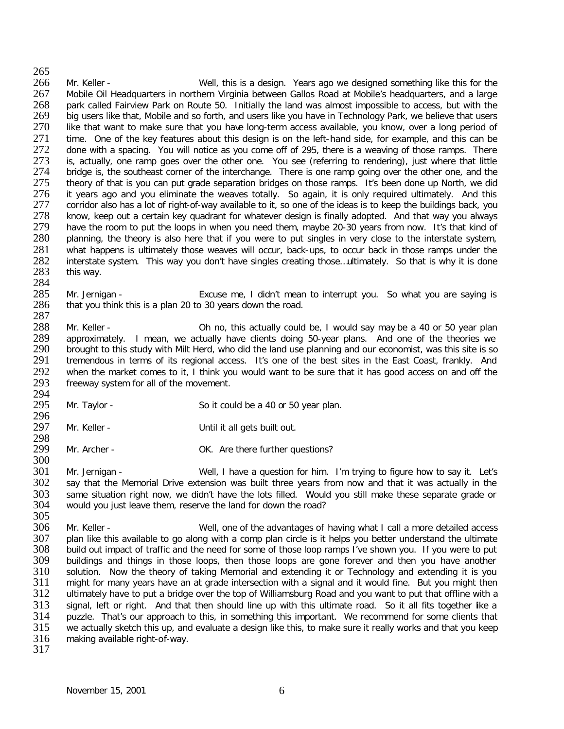Mr. Keller - Well, this is a design. Years ago we designed something like this for the Mobile Oil Headquarters in northern Virginia between Gallos Road at Mobile's headquarters, and a large park called Fairview Park on Route 50. Initially the land was almost impossible to access, but with the big users like that, Mobile and so forth, and users like you have in Technology Park, we believe that users like that want to make sure that you have long-term access available, you know, over a long period of time. One of the key features about this design is on the left-hand side, for example, and this can be done with a spacing. You will notice as you come off of 295, there is a weaving of those ramps. There is, actually, one ramp goes over the other one. You see (referring to rendering), just where that little bridge is, the southeast corner of the interchange. There is one ramp going over the other one, and the theory of that is you can put grade separation bridges on those ramps. It's been done up North, we did it years ago and you eliminate the weaves totally. So again, it is only required ultimately. And this corridor also has a lot of right-of-way available to it, so one of the ideas is to keep the buildings back, you know, keep out a certain key quadrant for whatever design is finally adopted. And that way you always have the room to put the loops in when you need them, maybe 20-30 years from now. It's that kind of planning, the theory is also here that if you were to put singles in very close to the interstate system, what happens is ultimately those weaves will occur, back-ups, to occur back in those ramps under the interstate system. This way you don't have singles creating those…ultimately. So that is why it is done this way.

Mr. Jernigan - Excuse me, I didn't mean to interrupt you. So what you are saying is that you think this is a plan 20 to 30 years down the road.

Mr. Keller - Oh no, this actually could be, I would say may be a 40 or 50 year plan approximately. I mean, we actually have clients doing 50-year plans. And one of the theories we brought to this study with Milt Herd, who did the land use planning and our economist, was this site is so tremendous in terms of its regional access. It's one of the best sites in the East Coast, frankly. And when the market comes to it, I think you would want to be sure that it has good access on and off the freeway system for all of the movement.

Mr. Taylor - So it could be a 40 or 50 year plan.

Mr. Keller - Until it all gets built out.

Mr. Archer - OK. Are there further questions?

Mr. Jernigan - Well, I have a question for him. I'm trying to figure how to say it. Let's say that the Memorial Drive extension was built three years from now and that it was actually in the same situation right now, we didn't have the lots filled. Would you still make these separate grade or would you just leave them, reserve the land for down the road?

Mr. Keller - Well, one of the advantages of having what I call a more detailed access plan like this available to go along with a comp plan circle is it helps you better understand the ultimate build out impact of traffic and the need for some of those loop ramps I've shown you. If you were to put buildings and things in those loops, then those loops are gone forever and then you have another solution. Now the theory of taking Memorial and extending it or Technology and extending it is you might for many years have an at grade intersection with a signal and it would fine. But you might then ultimately have to put a bridge over the top of Williamsburg Road and you want to put that offline with a signal, left or right. And that then should line up with this ultimate road. So it all fits together like a puzzle. That's our approach to this, in something this important. We recommend for some clients that we actually sketch this up, and evaluate a design like this, to make sure it really works and that you keep making available right-of-way.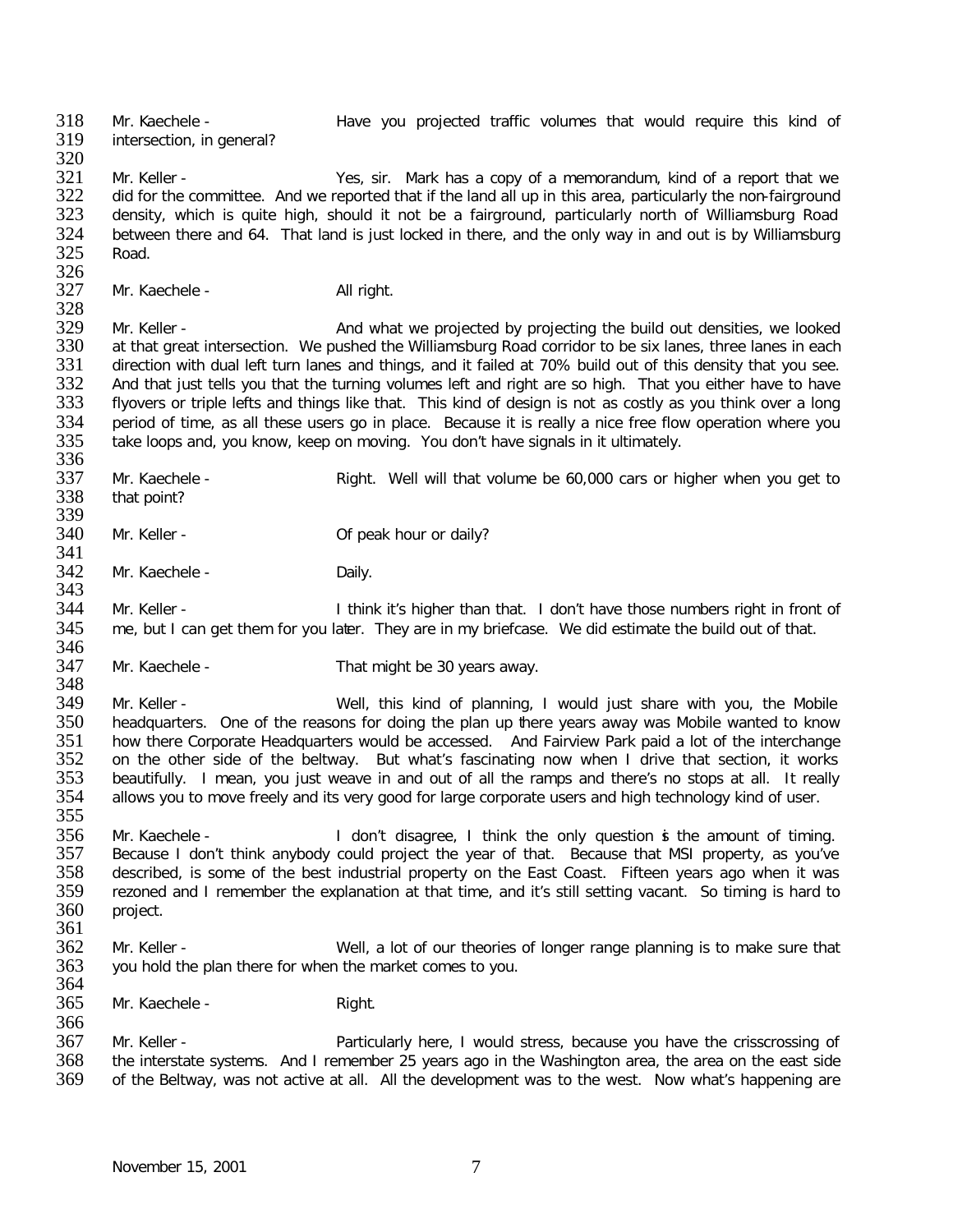Mr. Kaechele - Have you projected traffic volumes that would require this kind of intersection, in general?

Mr. Keller - Yes, sir. Mark has a copy of a memorandum, kind of a report that we did for the committee. And we reported that if the land all up in this area, particularly the non-fairground density, which is quite high, should it not be a fairground, particularly north of Williamsburg Road between there and 64. That land is just locked in there, and the only way in and out is by Williamsburg Road.

Mr. Kaechele - All right.

Mr. Keller - And what we projected by projecting the build out densities, we looked at that great intersection. We pushed the Williamsburg Road corridor to be six lanes, three lanes in each direction with dual left turn lanes and things, and it failed at 70% build out of this density that you see. And that just tells you that the turning volumes left and right are so high. That you either have to have flyovers or triple lefts and things like that. This kind of design is not as costly as you think over a long period of time, as all these users go in place. Because it is really a nice free flow operation where you take loops and, you know, keep on moving. You don't have signals in it ultimately.

Mr. Kaechele - Right. Well will that volume be 60,000 cars or higher when you get to that point?

Mr. Keller - Of peak hour or daily?

Mr. Kaechele - Daily.

Mr. Keller - I think it's higher than that. I don't have those numbers right in front of me, but I can get them for you later. They are in my briefcase. We did estimate the build out of that.

Mr. Kaechele - That might be 30 years away.

Mr. Keller - Well, this kind of planning, I would just share with you, the Mobile headquarters. One of the reasons for doing the plan up there years away was Mobile wanted to know how there Corporate Headquarters would be accessed. And Fairview Park paid a lot of the interchange on the other side of the beltway. But what's fascinating now when I drive that section, it works beautifully. I mean, you just weave in and out of all the ramps and there's no stops at all. It really allows you to move freely and its very good for large corporate users and high technology kind of user.

Mr. Kaechele - I don't disagree, I think the only question is the amount of timing. Because I don't think anybody could project the year of that. Because that MSI property, as you've described, is some of the best industrial property on the East Coast. Fifteen years ago when it was rezoned and I remember the explanation at that time, and it's still setting vacant. So timing is hard to project.

Mr. Keller - Well, a lot of our theories of longer range planning is to make sure that you hold the plan there for when the market comes to you.

Mr. Kaechele - Right.

Mr. Keller - Particularly here, I would stress, because you have the crisscrossing of the interstate systems. And I remember 25 years ago in the Washington area, the area on the east side of the Beltway, was not active at all. All the development was to the west. Now what's happening are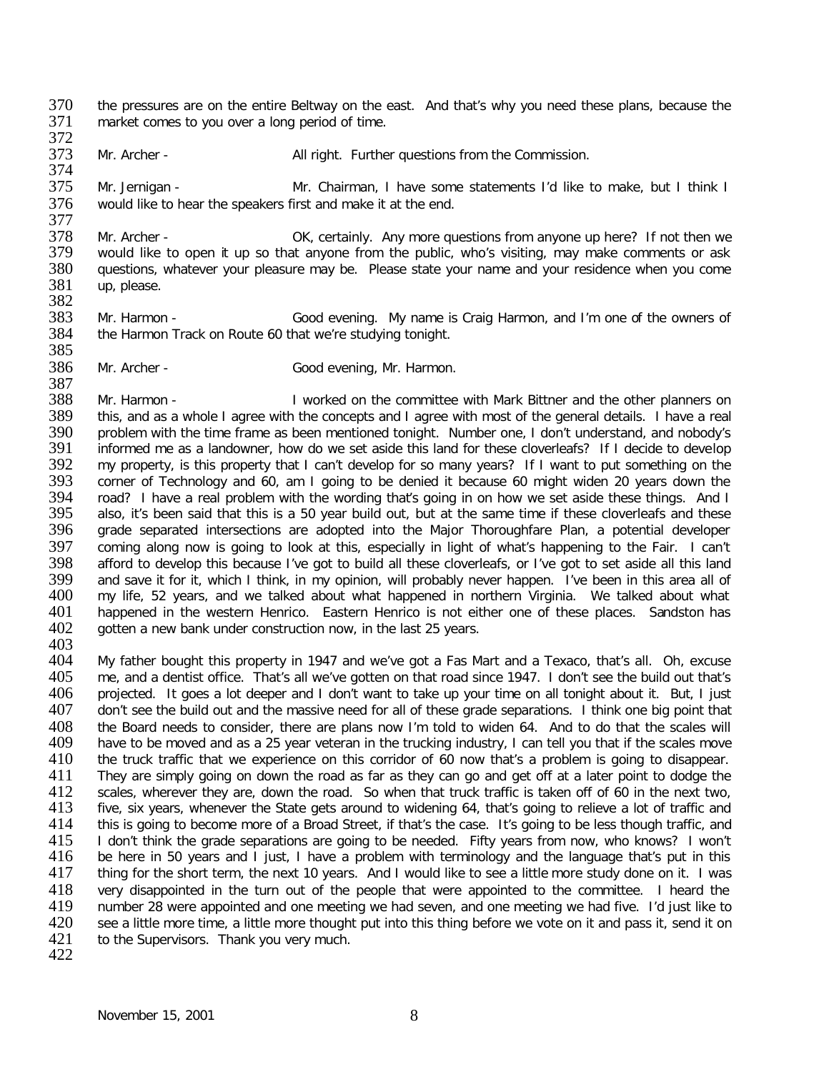the pressures are on the entire Beltway on the east. And that's why you need these plans, because the market comes to you over a long period of time.

Mr. Archer - All right. Further questions from the Commission.

Mr. Jernigan - Mr. Chairman, I have some statements I'd like to make, but I think I would like to hear the speakers first and make it at the end.

Mr. Archer - OK, certainly. Any more questions from anyone up here? If not then we would like to open it up so that anyone from the public, who's visiting, may make comments or ask questions, whatever your pleasure may be. Please state your name and your residence when you come up, please.

Mr. Harmon - Good evening. My name is Craig Harmon, and I'm one of the owners of the Harmon Track on Route 60 that we're studying tonight.

Mr. Archer - Good evening, Mr. Harmon.

Mr. Harmon - I worked on the committee with Mark Bittner and the other planners on this, and as a whole I agree with the concepts and I agree with most of the general details. I have a real problem with the time frame as been mentioned tonight. Number one, I don't understand, and nobody's informed me as a landowner, how do we set aside this land for these cloverleafs? If I decide to develop my property, is this property that I can't develop for so many years? If I want to put something on the corner of Technology and 60, am I going to be denied it because 60 might widen 20 years down the road? I have a real problem with the wording that's going in on how we set aside these things. And I also, it's been said that this is a 50 year build out, but at the same time if these cloverleafs and these grade separated intersections are adopted into the Major Thoroughfare Plan, a potential developer coming along now is going to look at this, especially in light of what's happening to the Fair. I can't afford to develop this because I've got to build all these cloverleafs, or I've got to set aside all this land and save it for it, which I think, in my opinion, will probably never happen. I've been in this area all of my life, 52 years, and we talked about what happened in northern Virginia. We talked about what happened in the western Henrico. Eastern Henrico is not either one of these places. Sandston has gotten a new bank under construction now, in the last 25 years.

My father bought this property in 1947 and we've got a Fas Mart and a Texaco, that's all. Oh, excuse me, and a dentist office. That's all we've gotten on that road since 1947. I don't see the build out that's projected. It goes a lot deeper and I don't want to take up your time on all tonight about it. But, I just don't see the build out and the massive need for all of these grade separations. I think one big point that the Board needs to consider, there are plans now I'm told to widen 64. And to do that the scales will have to be moved and as a 25 year veteran in the trucking industry, I can tell you that if the scales move the truck traffic that we experience on this corridor of 60 now that's a problem is going to disappear. They are simply going on down the road as far as they can go and get off at a later point to dodge the scales, wherever they are, down the road. So when that truck traffic is taken off of 60 in the next two, five, six years, whenever the State gets around to widening 64, that's going to relieve a lot of traffic and this is going to become more of a Broad Street, if that's the case. It's going to be less though traffic, and I don't think the grade separations are going to be needed. Fifty years from now, who knows? I won't be here in 50 years and I just, I have a problem with terminology and the language that's put in this thing for the short term, the next 10 years. And I would like to see a little more study done on it. I was very disappointed in the turn out of the people that were appointed to the committee. I heard the number 28 were appointed and one meeting we had seven, and one meeting we had five. I'd just like to see a little more time, a little more thought put into this thing before we vote on it and pass it, send it on to the Supervisors. Thank you very much.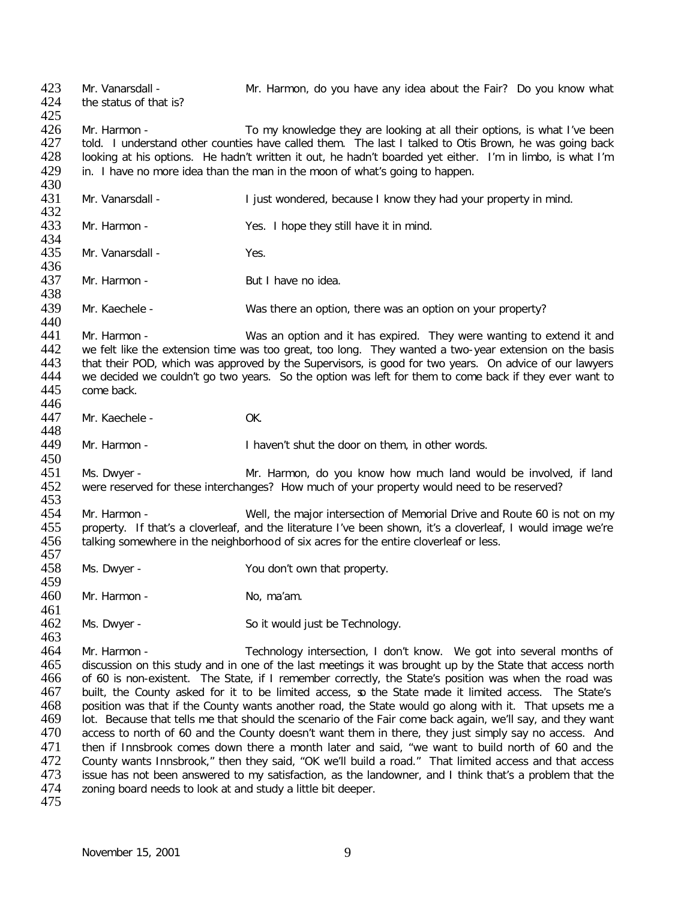Mr. Vanarsdall - Mr. Harmon, do you have any idea about the Fair? Do you know what the status of that is?

Mr. Harmon - To my knowledge they are looking at all their options, is what I've been told. I understand other counties have called them. The last I talked to Otis Brown, he was going back looking at his options. He hadn't written it out, he hadn't boarded yet either. I'm in limbo, is what I'm in. I have no more idea than the man in the moon of what's going to happen.

Mr. Vanarsdall - I just wondered, because I know they had your property in mind.

Mr. Harmon - Yes. I hope they still have it in mind.

Mr. Vanarsdall - Yes.

Mr. Harmon - But I have no idea.

Mr. Kaechele - Was there an option, there was an option on your property?

Mr. Harmon - Was an option and it has expired. They were wanting to extend it and we felt like the extension time was too great, too long. They wanted a two-year extension on the basis that their POD, which was approved by the Supervisors, is good for two years. On advice of our lawyers we decided we couldn't go two years. So the option was left for them to come back if they ever want to come back.

Mr. Kaechele - OK.

Mr. Harmon - I haven't shut the door on them, in other words.

Ms. Dwyer - Mr. Harmon, do you know how much land would be involved, if land were reserved for these interchanges? How much of your property would need to be reserved?

Mr. Harmon - Well, the major intersection of Memorial Drive and Route 60 is not on my property. If that's a cloverleaf, and the literature I've been shown, it's a cloverleaf, I would image we're talking somewhere in the neighborhood of six acres for the entire cloverleaf or less.

Ms. Dwyer - You don't own that property.

Mr. Harmon - No, ma'am.

Ms. Dwyer - So it would just be Technology.

Mr. Harmon - Technology intersection, I don't know. We got into several months of discussion on this study and in one of the last meetings it was brought up by the State that access north of 60 is non-existent. The State, if I remember correctly, the State's position was when the road was built, the County asked for it to be limited access, so the State made it limited access. The State's position was that if the County wants another road, the State would go along with it. That upsets me a lot. Because that tells me that should the scenario of the Fair come back again, we'll say, and they want access to north of 60 and the County doesn't want them in there, they just simply say no access. And then if Innsbrook comes down there a month later and said, "we want to build north of 60 and the County wants Innsbrook," then they said, "OK we'll build a road." That limited access and that access issue has not been answered to my satisfaction, as the landowner, and I think that's a problem that the zoning board needs to look at and study a little bit deeper.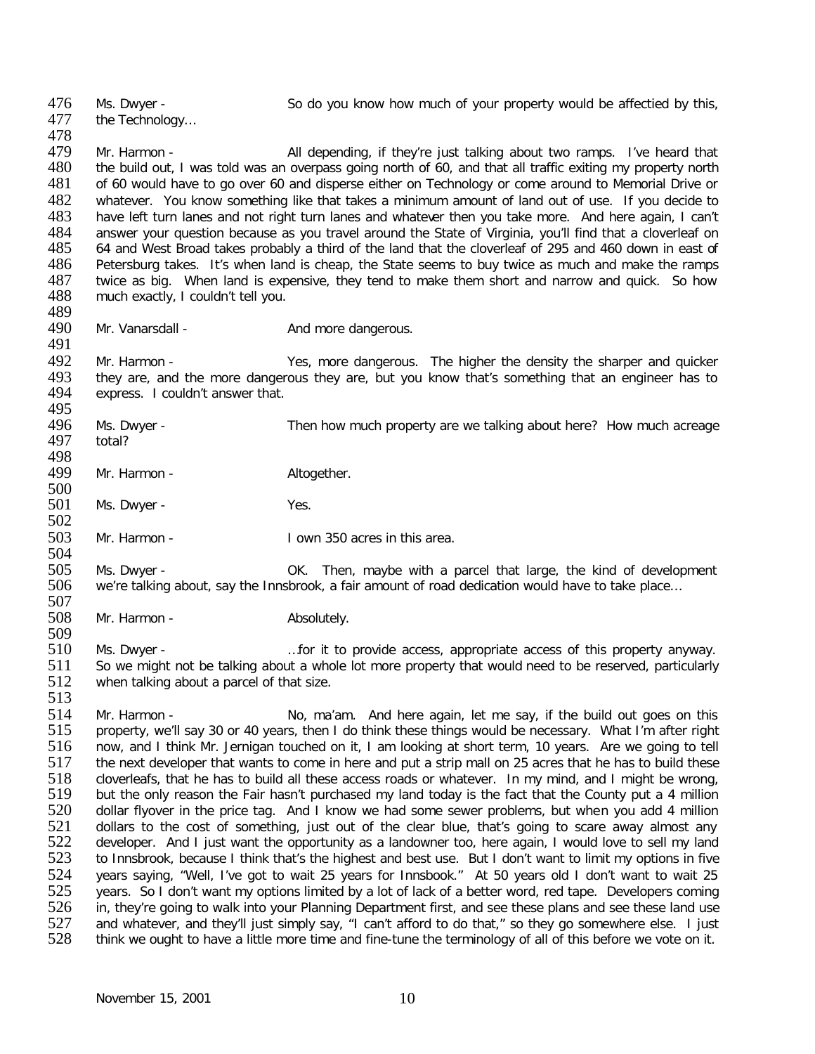476 Ms. Dwyer - So do you know how much of your property would be affectied by this,
477 the Technology…

479 Mr. Harmon - All depending, if they're just talking about two ramps. I've heard that
480 the build out, I was told was an overpass going north of 60, and that all traffic exiting my property north
481 of 60 would have to go over 60 and disperse either on Technology or come around to Memorial Drive or
482 whatever. You know something like that takes a minimum amount of land out of use. If you decide to
483 have left turn lanes and not right turn lanes and whatever then you take more. And here again, I can't
484 answer your question because as you travel around the State of Virginia, you'll find that a cloverleaf on
485 64 and West Broad takes probably a third of the land that the cloverleaf of 295 and 460 down in east of
486 Petersburg takes. It's when land is cheap, the State seems to buy twice as much and make the ramps
487 twice as big. When land is expensive, they tend to make them short and narrow and quick. So how
488 much exactly, I couldn't tell you.

490 Mr. Vanarsdall - And more dangerous.

492 Mr. Harmon - Yes, more dangerous. The higher the density the sharper and quicker
493 they are, and the more dangerous they are, but you know that's something that an engineer has to
494 express. I couldn't answer that.

496 Ms. Dwyer - Then how much property are we talking about here? How much acreage
497 total?

499 Mr. Harmon - Altogether.

501 Ms. Dwyer - Yes.

503 Mr. Harmon - I own 350 acres in this area.

505 Ms. Dwyer - OK. Then, maybe with a parcel that large, the kind of development
506 we're talking about, say the Innsbrook, a fair amount of road dedication would have to take place…

508 Mr. Harmon - Absolutely.

510 Ms. Dwyer - …for it to provide access, appropriate access of this property anyway.
511 So we might not be talking about a whole lot more property that would need to be reserved, particularly
512 when talking about a parcel of that size.

514 Mr. Harmon - No, ma'am. And here again, let me say, if the build out goes on this
515 property, we'll say 30 or 40 years, then I do think these things would be necessary. What I'm after right
516 now, and I think Mr. Jernigan touched on it, I am looking at short term, 10 years. Are we going to tell
517 the next developer that wants to come in here and put a strip mall on 25 acres that he has to build these
518 cloverleafs, that he has to build all these access roads or whatever. In my mind, and I might be wrong,
519 but the only reason the Fair hasn't purchased my land today is the fact that the County put a 4 million
520 dollar flyover in the price tag. And I know we had some sewer problems, but when you add 4 million
521 dollars to the cost of something, just out of the clear blue, that's going to scare away almost any
522 developer. And I just want the opportunity as a landowner too, here again, I would love to sell my land
523 to Innsbrook, because I think that's the highest and best use. But I don't want to limit my options in five
524 years saying, "Well, I've got to wait 25 years for Innsbook." At 50 years old I don't want to wait 25
525 years. So I don't want my options limited by a lot of lack of a better word, red tape. Developers coming
526 in, they're going to walk into your Planning Department first, and see these plans and see these land use
527 and whatever, and they'll just simply say, "I can't afford to do that," so they go somewhere else. I just
528 think we ought to have a little more time and fine-tune the terminology of all of this before we vote on it.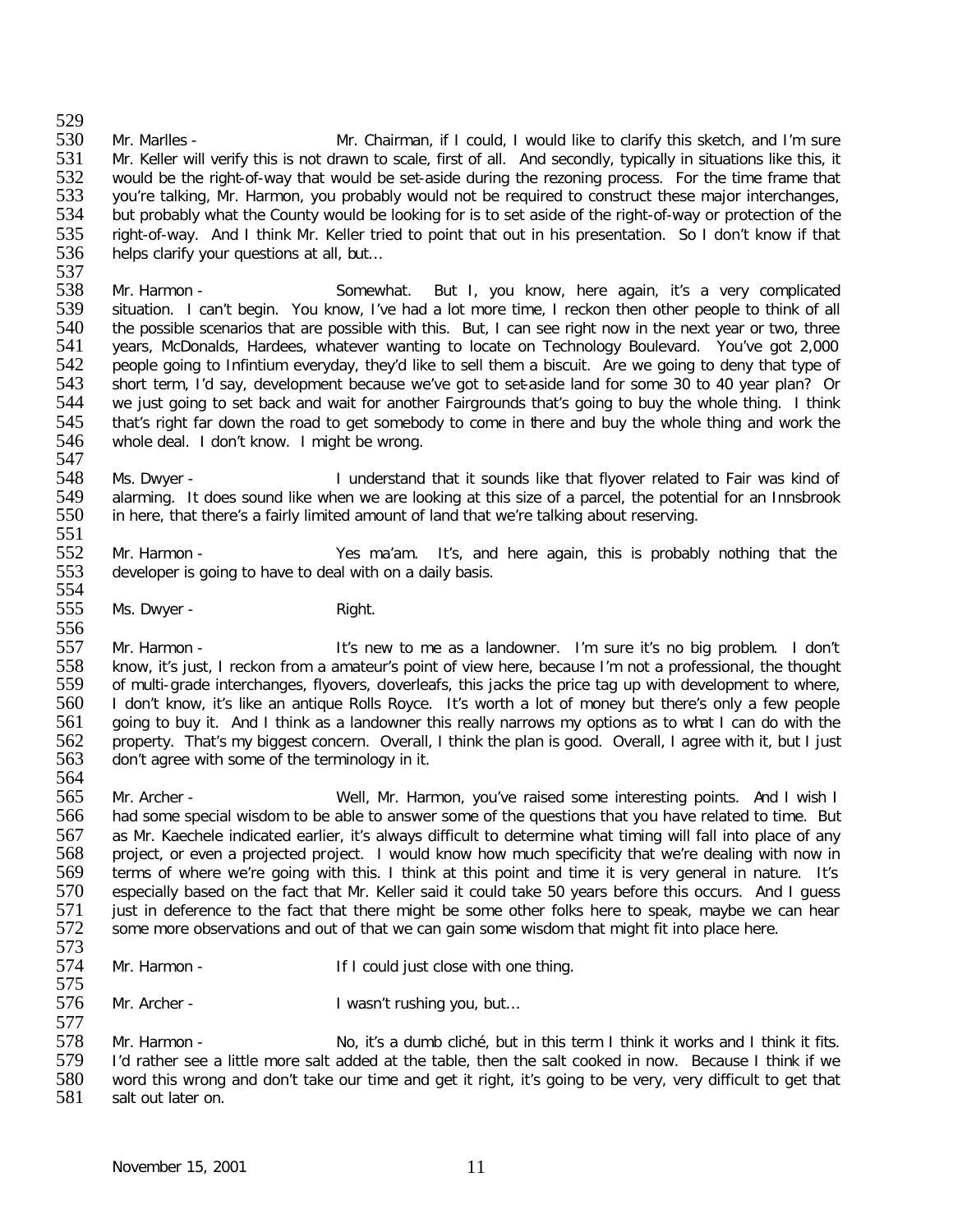Mr. Marlles - Mr. Chairman, if I could, I would like to clarify this sketch, and I'm sure Mr. Keller will verify this is not drawn to scale, first of all. And secondly, typically in situations like this, it would be the right-of-way that would be set-aside during the rezoning process. For the time frame that you're talking, Mr. Harmon, you probably would not be required to construct these major interchanges, but probably what the County would be looking for is to set aside of the right-of-way or protection of the right-of-way. And I think Mr. Keller tried to point that out in his presentation. So I don't know if that helps clarify your questions at all, but…

Mr. Harmon - Somewhat. But I, you know, here again, it's a very complicated situation. I can't begin. You know, I've had a lot more time, I reckon then other people to think of all the possible scenarios that are possible with this. But, I can see right now in the next year or two, three years, McDonalds, Hardees, whatever wanting to locate on Technology Boulevard. You've got 2,000 people going to Infintium everyday, they'd like to sell them a biscuit. Are we going to deny that type of short term, I'd say, development because we've got to set-aside land for some 30 to 40 year plan? Or we just going to set back and wait for another Fairgrounds that's going to buy the whole thing. I think that's right far down the road to get somebody to come in there and buy the whole thing and work the whole deal. I don't know. I might be wrong.

Ms. Dwyer - I understand that it sounds like that flyover related to Fair was kind of alarming. It does sound like when we are looking at this size of a parcel, the potential for an Innsbrook in here, that there's a fairly limited amount of land that we're talking about reserving.

Mr. Harmon - Yes ma'am. It's, and here again, this is probably nothing that the developer is going to have to deal with on a daily basis.

Ms. Dwyer - Right.

Mr. Harmon - It's new to me as a landowner. I'm sure it's no big problem. I don't know, it's just, I reckon from a amateur's point of view here, because I'm not a professional, the thought of multi-grade interchanges, flyovers, cloverleafs, this jacks the price tag up with development to where, I don't know, it's like an antique Rolls Royce. It's worth a lot of money but there's only a few people going to buy it. And I think as a landowner this really narrows my options as to what I can do with the property. That's my biggest concern. Overall, I think the plan is good. Overall, I agree with it, but I just don't agree with some of the terminology in it.

Mr. Archer - Well, Mr. Harmon, you've raised some interesting points. And I wish I had some special wisdom to be able to answer some of the questions that you have related to time. But as Mr. Kaechele indicated earlier, it's always difficult to determine what timing will fall into place of any project, or even a projected project. I would know how much specificity that we're dealing with now in terms of where we're going with this. I think at this point and time it is very general in nature. It's especially based on the fact that Mr. Keller said it could take 50 years before this occurs. And I guess just in deference to the fact that there might be some other folks here to speak, maybe we can hear some more observations and out of that we can gain some wisdom that might fit into place here.

Mr. Harmon - If I could just close with one thing.

Mr. Archer - I wasn't rushing you, but…

Mr. Harmon - No, it's a dumb cliché, but in this term I think it works and I think it fits. I'd rather see a little more salt added at the table, then the salt cooked in now. Because I think if we word this wrong and don't take our time and get it right, it's going to be very, very difficult to get that salt out later on.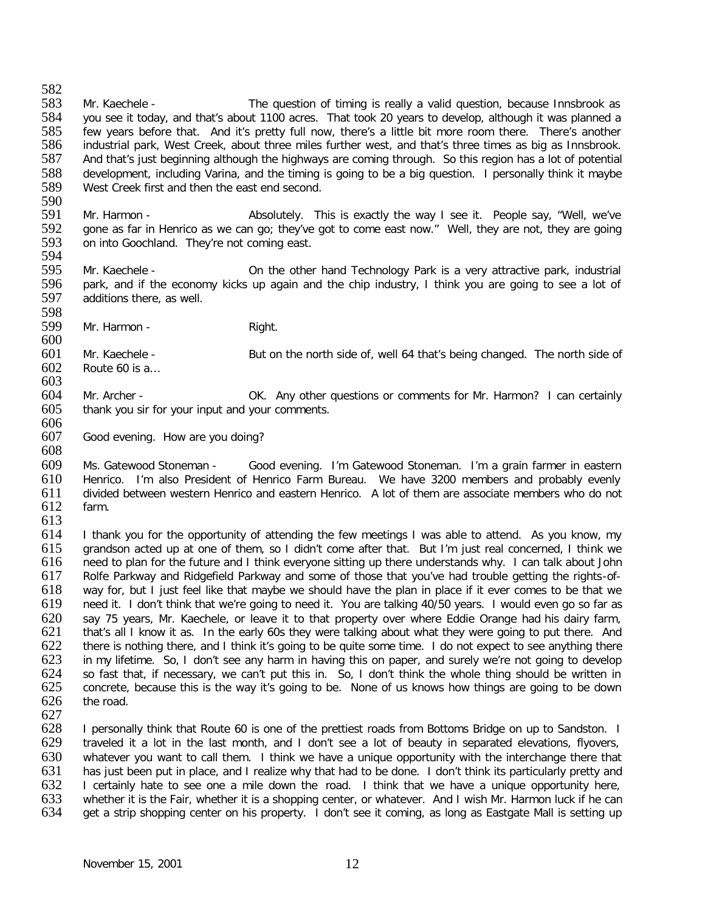Mr. Kaechele - The question of timing is really a valid question, because Innsbrook as you see it today, and that's about 1100 acres. That took 20 years to develop, although it was planned a few years before that. And it's pretty full now, there's a little bit more room there. There's another industrial park, West Creek, about three miles further west, and that's three times as big as Innsbrook. And that's just beginning although the highways are coming through. So this region has a lot of potential development, including Varina, and the timing is going to be a big question. I personally think it maybe West Creek first and then the east end second.

Mr. Harmon - Absolutely. This is exactly the way I see it. People say, "Well, we've gone as far in Henrico as we can go; they've got to come east now." Well, they are not, they are going on into Goochland. They're not coming east.

Mr. Kaechele - On the other hand Technology Park is a very attractive park, industrial park, and if the economy kicks up again and the chip industry, I think you are going to see a lot of additions there, as well.

Mr. Harmon - Right.

Mr. Kaechele - But on the north side of, well 64 that's being changed. The north side of Route 60 is a…

Mr. Archer - OK. Any other questions or comments for Mr. Harmon? I can certainly thank you sir for your input and your comments.

Good evening. How are you doing?

Ms. Gatewood Stoneman - Good evening. I'm Gatewood Stoneman. I'm a grain farmer in eastern Henrico. I'm also President of Henrico Farm Bureau. We have 3200 members and probably evenly divided between western Henrico and eastern Henrico. A lot of them are associate members who do not farm.

I thank you for the opportunity of attending the few meetings I was able to attend. As you know, my grandson acted up at one of them, so I didn't come after that. But I'm just real concerned, I think we need to plan for the future and I think everyone sitting up there understands why. I can talk about John Rolfe Parkway and Ridgefield Parkway and some of those that you've had trouble getting the rights-of-way for, but I just feel like that maybe we should have the plan in place if it ever comes to be that we need it. I don't think that we're going to need it. You are talking 40/50 years. I would even go so far as say 75 years, Mr. Kaechele, or leave it to that property over where Eddie Orange had his dairy farm, that's all I know it as. In the early 60s they were talking about what they were going to put there. And there is nothing there, and I think it's going to be quite some time. I do not expect to see anything there in my lifetime. So, I don't see any harm in having this on paper, and surely we're not going to develop so fast that, if necessary, we can't put this in. So, I don't think the whole thing should be written in concrete, because this is the way it's going to be. None of us knows how things are going to be down the road.

I personally think that Route 60 is one of the prettiest roads from Bottoms Bridge on up to Sandston. I traveled it a lot in the last month, and I don't see a lot of beauty in separated elevations, flyovers, whatever you want to call them. I think we have a unique opportunity with the interchange there that has just been put in place, and I realize why that had to be done. I don't think its particularly pretty and I certainly hate to see one a mile down the road. I think that we have a unique opportunity here, whether it is the Fair, whether it is a shopping center, or whatever. And I wish Mr. Harmon luck if he can get a strip shopping center on his property. I don't see it coming, as long as Eastgate Mall is setting up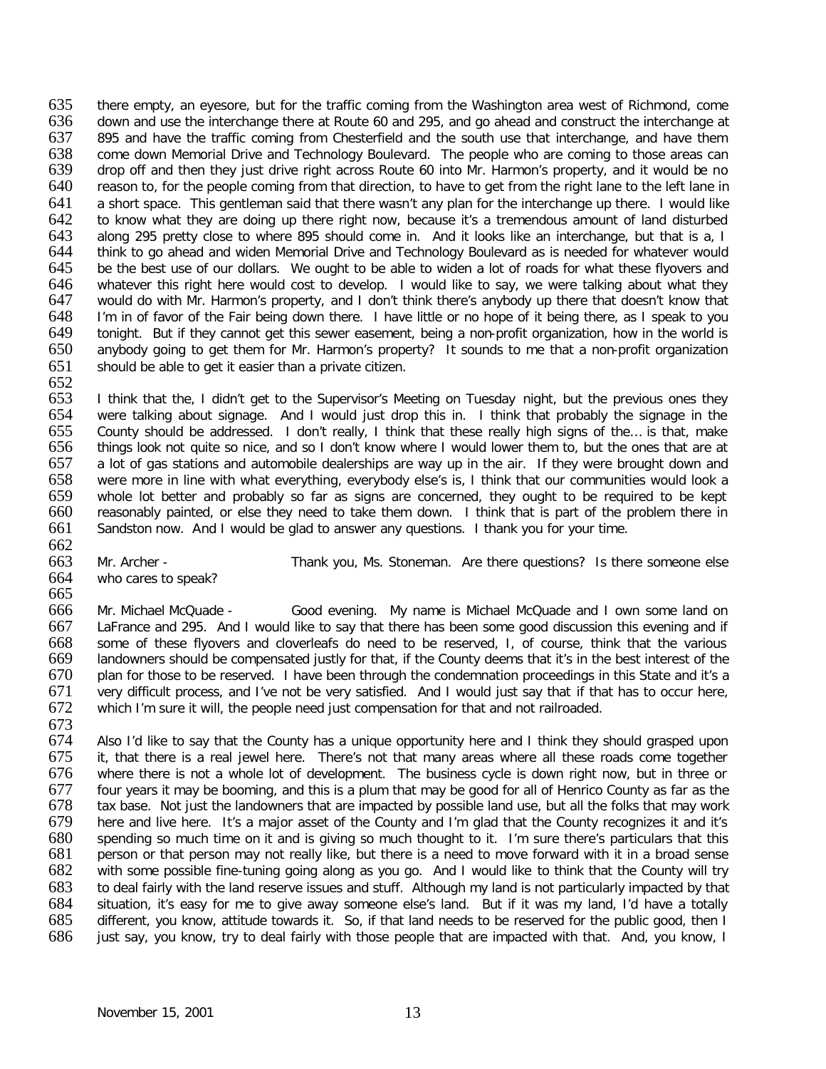there empty, an eyesore, but for the traffic coming from the Washington area west of Richmond, come down and use the interchange there at Route 60 and 295, and go ahead and construct the interchange at 895 and have the traffic coming from Chesterfield and the south use that interchange, and have them come down Memorial Drive and Technology Boulevard. The people who are coming to those areas can drop off and then they just drive right across Route 60 into Mr. Harmon's property, and it would be no reason to, for the people coming from that direction, to have to get from the right lane to the left lane in a short space. This gentleman said that there wasn't any plan for the interchange up there. I would like to know what they are doing up there right now, because it's a tremendous amount of land disturbed along 295 pretty close to where 895 should come in. And it looks like an interchange, but that is a, I think to go ahead and widen Memorial Drive and Technology Boulevard as is needed for whatever would be the best use of our dollars. We ought to be able to widen a lot of roads for what these flyovers and whatever this right here would cost to develop. I would like to say, we were talking about what they would do with Mr. Harmon's property, and I don't think there's anybody up there that doesn't know that I'm in of favor of the Fair being down there. I have little or no hope of it being there, as I speak to you tonight. But if they cannot get this sewer easement, being a non-profit organization, how in the world is anybody going to get them for Mr. Harmon's property? It sounds to me that a non-profit organization should be able to get it easier than a private citizen.

I think that the, I didn't get to the Supervisor's Meeting on Tuesday night, but the previous ones they were talking about signage. And I would just drop this in. I think that probably the signage in the County should be addressed. I don't really, I think that these really high signs of the... is that, make things look not quite so nice, and so I don't know where I would lower them to, but the ones that are at a lot of gas stations and automobile dealerships are way up in the air. If they were brought down and were more in line with what everything, everybody else's is, I think that our communities would look a whole lot better and probably so far as signs are concerned, they ought to be required to be kept reasonably painted, or else they need to take them down. I think that is part of the problem there in Sandston now. And I would be glad to answer any questions. I thank you for your time.

Mr. Archer - Thank you, Ms. Stoneman. Are there questions? Is there someone else who cares to speak?

Mr. Michael McQuade - Good evening. My name is Michael McQuade and I own some land on LaFrance and 295. And I would like to say that there has been some good discussion this evening and if some of these flyovers and cloverleafs do need to be reserved, I, of course, think that the various landowners should be compensated justly for that, if the County deems that it's in the best interest of the plan for those to be reserved. I have been through the condemnation proceedings in this State and it's a very difficult process, and I've not be very satisfied. And I would just say that if that has to occur here, which I'm sure it will, the people need just compensation for that and not railroaded.

Also I'd like to say that the County has a unique opportunity here and I think they should grasped upon it, that there is a real jewel here. There's not that many areas where all these roads come together where there is not a whole lot of development. The business cycle is down right now, but in three or four years it may be booming, and this is a plum that may be good for all of Henrico County as far as the tax base. Not just the landowners that are impacted by possible land use, but all the folks that may work here and live here. It's a major asset of the County and I'm glad that the County recognizes it and it's spending so much time on it and is giving so much thought to it. I'm sure there's particulars that this person or that person may not really like, but there is a need to move forward with it in a broad sense with some possible fine-tuning going along as you go. And I would like to think that the County will try to deal fairly with the land reserve issues and stuff. Although my land is not particularly impacted by that situation, it's easy for me to give away someone else's land. But if it was my land, I'd have a totally different, you know, attitude towards it. So, if that land needs to be reserved for the public good, then I just say, you know, try to deal fairly with those people that are impacted with that. And, you know, I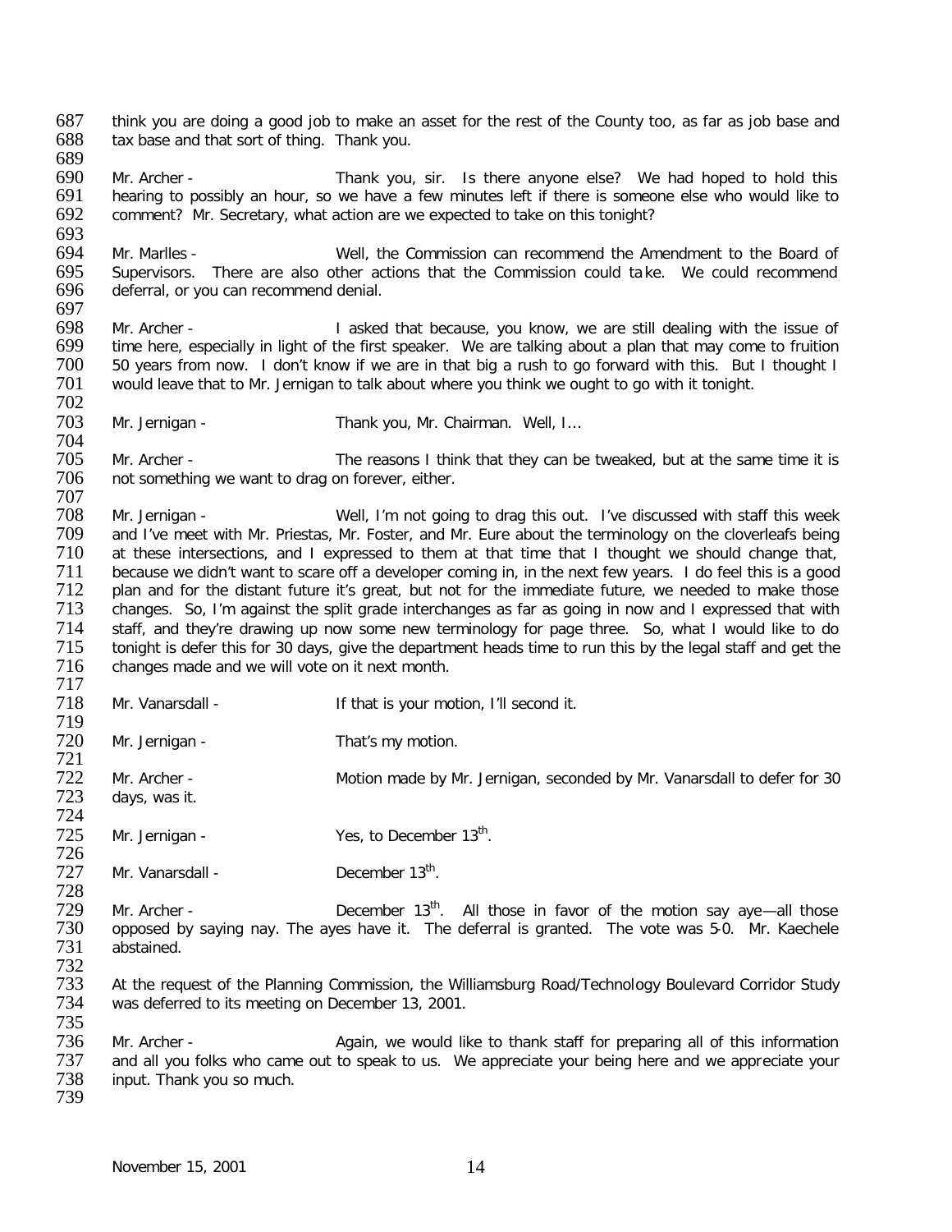think you are doing a good job to make an asset for the rest of the County too, as far as job base and tax base and that sort of thing. Thank you.

Mr. Archer - Thank you, sir. Is there anyone else? We had hoped to hold this hearing to possibly an hour, so we have a few minutes left if there is someone else who would like to comment? Mr. Secretary, what action are we expected to take on this tonight?

Mr. Marlles - Well, the Commission can recommend the Amendment to the Board of Supervisors. There are also other actions that the Commission could take. We could recommend deferral, or you can recommend denial.

Mr. Archer - I asked that because, you know, we are still dealing with the issue of time here, especially in light of the first speaker. We are talking about a plan that may come to fruition 50 years from now. I don't know if we are in that big a rush to go forward with this. But I thought I would leave that to Mr. Jernigan to talk about where you think we ought to go with it tonight.

Mr. Jernigan - Thank you, Mr. Chairman. Well, I…

Mr. Archer - The reasons I think that they can be tweaked, but at the same time it is not something we want to drag on forever, either.

Mr. Jernigan - Well, I'm not going to drag this out. I've discussed with staff this week and I've meet with Mr. Priestas, Mr. Foster, and Mr. Eure about the terminology on the cloverleafs being at these intersections, and I expressed to them at that time that I thought we should change that, because we didn't want to scare off a developer coming in, in the next few years. I do feel this is a good plan and for the distant future it's great, but not for the immediate future, we needed to make those changes. So, I'm against the split grade interchanges as far as going in now and I expressed that with staff, and they're drawing up now some new terminology for page three. So, what I would like to do tonight is defer this for 30 days, give the department heads time to run this by the legal staff and get the changes made and we will vote on it next month.

Mr. Vanarsdall - If that is your motion, I'll second it.

Mr. Jernigan - That's my motion.

Mr. Archer - Motion made by Mr. Jernigan, seconded by Mr. Vanarsdall to defer for 30 days, was it.

Mr. Jernigan - Yes, to December 13th.

Mr. Vanarsdall - December 13th.

Mr. Archer - December 13th. All those in favor of the motion say aye—all those opposed by saying nay. The ayes have it. The deferral is granted. The vote was 5-0. Mr. Kaechele abstained.

At the request of the Planning Commission, the Williamsburg Road/Technology Boulevard Corridor Study was deferred to its meeting on December 13, 2001.

Mr. Archer - Again, we would like to thank staff for preparing all of this information and all you folks who came out to speak to us. We appreciate your being here and we appreciate your input. Thank you so much.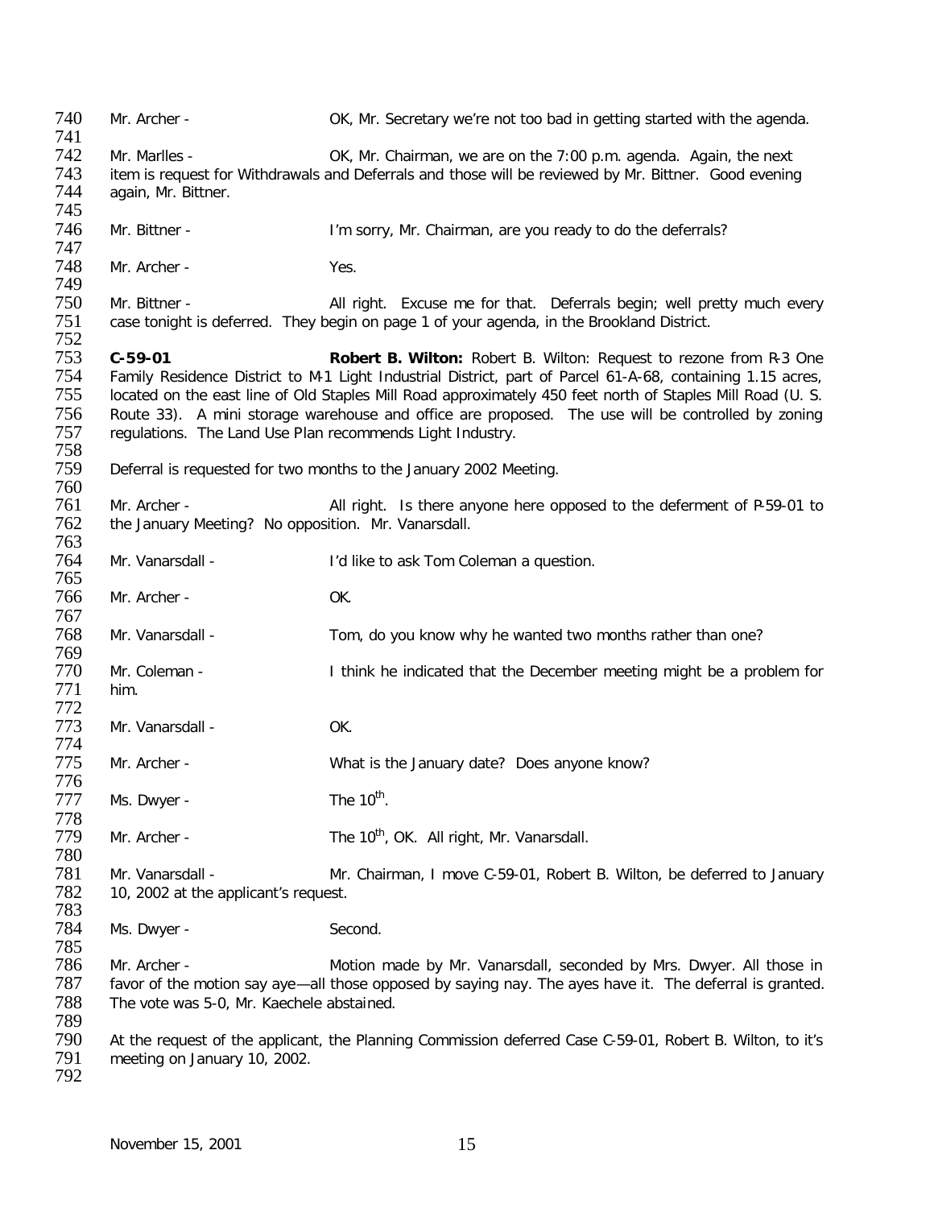Mr. Archer - OK, Mr. Secretary we're not too bad in getting started with the agenda.

Mr. Marlles - OK, Mr. Chairman, we are on the 7:00 p.m. agenda. Again, the next item is request for Withdrawals and Deferrals and those will be reviewed by Mr. Bittner. Good evening again, Mr. Bittner.

Mr. Bittner - I'm sorry, Mr. Chairman, are you ready to do the deferrals?

Mr. Archer - Yes.

Mr. Bittner - All right. Excuse me for that. Deferrals begin; well pretty much every case tonight is deferred. They begin on page 1 of your agenda, in the Brookland District.

**C-59-01** **Robert B. Wilton:** Robert B. Wilton: Request to rezone from R-3 One Family Residence District to M-1 Light Industrial District, part of Parcel 61-A-68, containing 1.15 acres, located on the east line of Old Staples Mill Road approximately 450 feet north of Staples Mill Road (U. S. Route 33). A mini storage warehouse and office are proposed. The use will be controlled by zoning regulations. The Land Use Plan recommends Light Industry.

Deferral is requested for two months to the January 2002 Meeting.

Mr. Archer - All right. Is there anyone here opposed to the deferment of P-59-01 to the January Meeting? No opposition. Mr. Vanarsdall.

Mr. Vanarsdall - I'd like to ask Tom Coleman a question.

Mr. Archer - OK.

Mr. Vanarsdall - Tom, do you know why he wanted two months rather than one?

Mr. Coleman - I think he indicated that the December meeting might be a problem for him.

Mr. Vanarsdall - OK.

Mr. Archer - What is the January date? Does anyone know?

Ms. Dwyer - The 10th.

Mr. Archer - The 10th, OK. All right, Mr. Vanarsdall.

Mr. Vanarsdall - Mr. Chairman, I move C-59-01, Robert B. Wilton, be deferred to January 10, 2002 at the applicant's request.

Ms. Dwyer - Second.

Mr. Archer - Motion made by Mr. Vanarsdall, seconded by Mrs. Dwyer. All those in favor of the motion say aye—all those opposed by saying nay. The ayes have it. The deferral is granted. The vote was 5-0, Mr. Kaechele abstained.

At the request of the applicant, the Planning Commission deferred Case C-59-01, Robert B. Wilton, to it's meeting on January 10, 2002.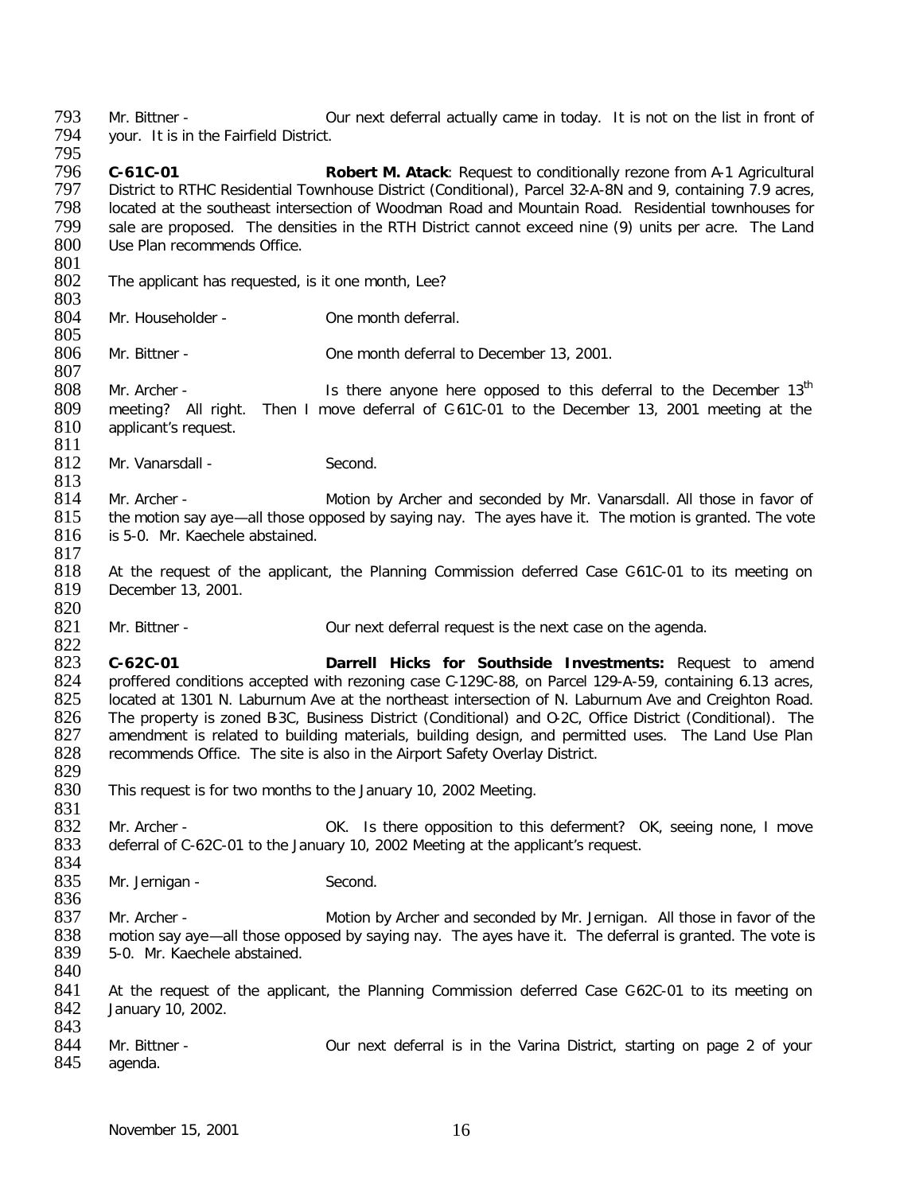Mr. Bittner - Our next deferral actually came in today. It is not on the list in front of your. It is in the Fairfield District.

**C-61C-01** **Robert M. Atack**: Request to conditionally rezone from A-1 Agricultural District to RTHC Residential Townhouse District (Conditional), Parcel 32-A-8N and 9, containing 7.9 acres, located at the southeast intersection of Woodman Road and Mountain Road. Residential townhouses for sale are proposed. The densities in the RTH District cannot exceed nine (9) units per acre. The Land Use Plan recommends Office.

The applicant has requested, is it one month, Lee?

Mr. Householder - One month deferral.

Mr. Bittner - One month deferral to December 13, 2001.

Mr. Archer - Is there anyone here opposed to this deferral to the December 13th meeting? All right. Then I move deferral of C-61C-01 to the December 13, 2001 meeting at the applicant's request.

Mr. Vanarsdall - Second.

Mr. Archer - Motion by Archer and seconded by Mr. Vanarsdall. All those in favor of the motion say aye—all those opposed by saying nay. The ayes have it. The motion is granted. The vote is 5-0. Mr. Kaechele abstained.

At the request of the applicant, the Planning Commission deferred Case C-61C-01 to its meeting on December 13, 2001.

Mr. Bittner - Our next deferral request is the next case on the agenda.

**C-62C-01** **Darrell Hicks for Southside Investments:** Request to amend proffered conditions accepted with rezoning case C-129C-88, on Parcel 129-A-59, containing 6.13 acres, located at 1301 N. Laburnum Ave at the northeast intersection of N. Laburnum Ave and Creighton Road. The property is zoned B-3C, Business District (Conditional) and O-2C, Office District (Conditional). The amendment is related to building materials, building design, and permitted uses. The Land Use Plan recommends Office. The site is also in the Airport Safety Overlay District.

This request is for two months to the January 10, 2002 Meeting.

Mr. Archer - OK. Is there opposition to this deferment? OK, seeing none, I move deferral of C-62C-01 to the January 10, 2002 Meeting at the applicant's request.

Mr. Jernigan - Second.

Mr. Archer - Motion by Archer and seconded by Mr. Jernigan. All those in favor of the motion say aye—all those opposed by saying nay. The ayes have it. The deferral is granted. The vote is 5-0. Mr. Kaechele abstained.

At the request of the applicant, the Planning Commission deferred Case C-62C-01 to its meeting on January 10, 2002.

Mr. Bittner - Our next deferral is in the Varina District, starting on page 2 of your agenda.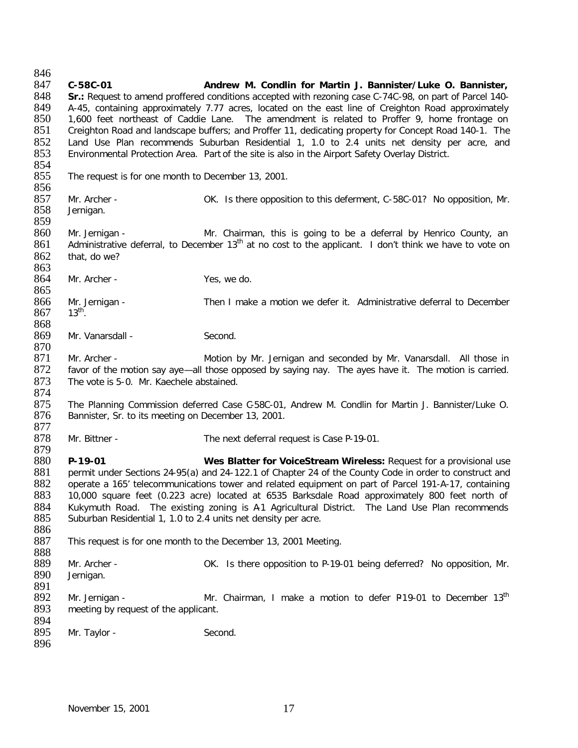**C-58C-01** **Andrew M. Condlin for Martin J. Bannister/Luke O. Bannister, Sr.:** Request to amend proffered conditions accepted with rezoning case C-74C-98, on part of Parcel 140-A-45, containing approximately 7.77 acres, located on the east line of Creighton Road approximately 1,600 feet northeast of Caddie Lane. The amendment is related to Proffer 9, home frontage on Creighton Road and landscape buffers; and Proffer 11, dedicating property for Concept Road 140-1. The Land Use Plan recommends Suburban Residential 1, 1.0 to 2.4 units net density per acre, and Environmental Protection Area. Part of the site is also in the Airport Safety Overlay District.

The request is for one month to December 13, 2001.

Mr. Archer - OK. Is there opposition to this deferment, C-58C-01? No opposition, Mr. Jernigan.

Mr. Jernigan - Mr. Chairman, this is going to be a deferral by Henrico County, an Administrative deferral, to December 13th at no cost to the applicant. I don't think we have to vote on that, do we?

Mr. Archer - Yes, we do.

Mr. Jernigan - Then I make a motion we defer it. Administrative deferral to December 13th.

Mr. Vanarsdall - Second.

Mr. Archer - Motion by Mr. Jernigan and seconded by Mr. Vanarsdall. All those in favor of the motion say aye—all those opposed by saying nay. The ayes have it. The motion is carried. The vote is 5-0. Mr. Kaechele abstained.

The Planning Commission deferred Case C-58C-01, Andrew M. Condlin for Martin J. Bannister/Luke O. Bannister, Sr. to its meeting on December 13, 2001.

Mr. Bittner - The next deferral request is Case P-19-01.

**P-19-01** **Wes Blatter for VoiceStream Wireless:** Request for a provisional use permit under Sections 24-95(a) and 24-122.1 of Chapter 24 of the County Code in order to construct and operate a 165' telecommunications tower and related equipment on part of Parcel 191-A-17, containing 10,000 square feet (0.223 acre) located at 6535 Barksdale Road approximately 800 feet north of Kukymuth Road. The existing zoning is A-1 Agricultural District. The Land Use Plan recommends Suburban Residential 1, 1.0 to 2.4 units net density per acre.

This request is for one month to the December 13, 2001 Meeting.

Mr. Archer - OK. Is there opposition to P-19-01 being deferred? No opposition, Mr. Jernigan.

Mr. Jernigan - Mr. Chairman, I make a motion to defer P-19-01 to December 13th meeting by request of the applicant.

Mr. Taylor - Second.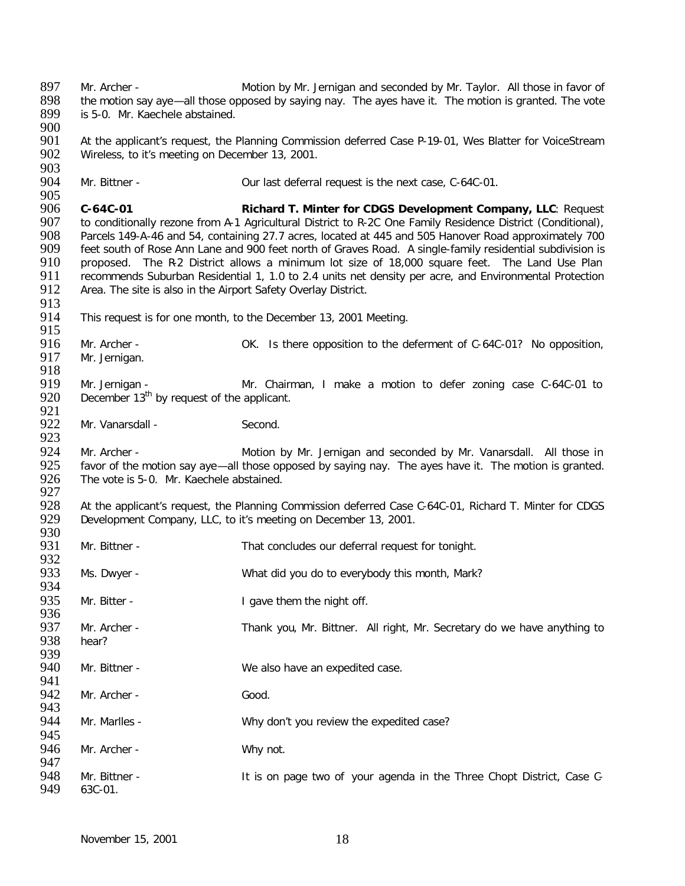Mr. Archer - Motion by Mr. Jernigan and seconded by Mr. Taylor. All those in favor of the motion say aye—all those opposed by saying nay. The ayes have it. The motion is granted. The vote is 5-0. Mr. Kaechele abstained.

At the applicant's request, the Planning Commission deferred Case P-19-01, Wes Blatter for VoiceStream Wireless, to it's meeting on December 13, 2001.

Mr. Bittner - Our last deferral request is the next case, C-64C-01.

**C-64C-01** **Richard T. Minter for CDGS Development Company, LLC**: Request to conditionally rezone from A-1 Agricultural District to R-2C One Family Residence District (Conditional), Parcels 149-A-46 and 54, containing 27.7 acres, located at 445 and 505 Hanover Road approximately 700 feet south of Rose Ann Lane and 900 feet north of Graves Road. A single-family residential subdivision is proposed. The R-2 District allows a minimum lot size of 18,000 square feet. The Land Use Plan recommends Suburban Residential 1, 1.0 to 2.4 units net density per acre, and Environmental Protection Area. The site is also in the Airport Safety Overlay District.

This request is for one month, to the December 13, 2001 Meeting.

Mr. Archer - OK. Is there opposition to the deferment of C-64C-01? No opposition, Mr. Jernigan.

Mr. Jernigan - Mr. Chairman, I make a motion to defer zoning case C-64C-01 to December 13th by request of the applicant.

Mr. Vanarsdall - Second.

Mr. Archer - Motion by Mr. Jernigan and seconded by Mr. Vanarsdall. All those in favor of the motion say aye—all those opposed by saying nay. The ayes have it. The motion is granted. The vote is 5-0. Mr. Kaechele abstained.

At the applicant's request, the Planning Commission deferred Case C-64C-01, Richard T. Minter for CDGS Development Company, LLC, to it's meeting on December 13, 2001.

Mr. Bittner - That concludes our deferral request for tonight.

Ms. Dwyer - What did you do to everybody this month, Mark?

Mr. Bitter - I gave them the night off.

Mr. Archer - Thank you, Mr. Bittner. All right, Mr. Secretary do we have anything to hear?

Mr. Bittner - We also have an expedited case.

Mr. Archer - Good.

Mr. Marlles - Why don't you review the expedited case?

Mr. Archer - Why not.

Mr. Bittner - It is on page two of your agenda in the Three Chopt District, Case C-63C-01.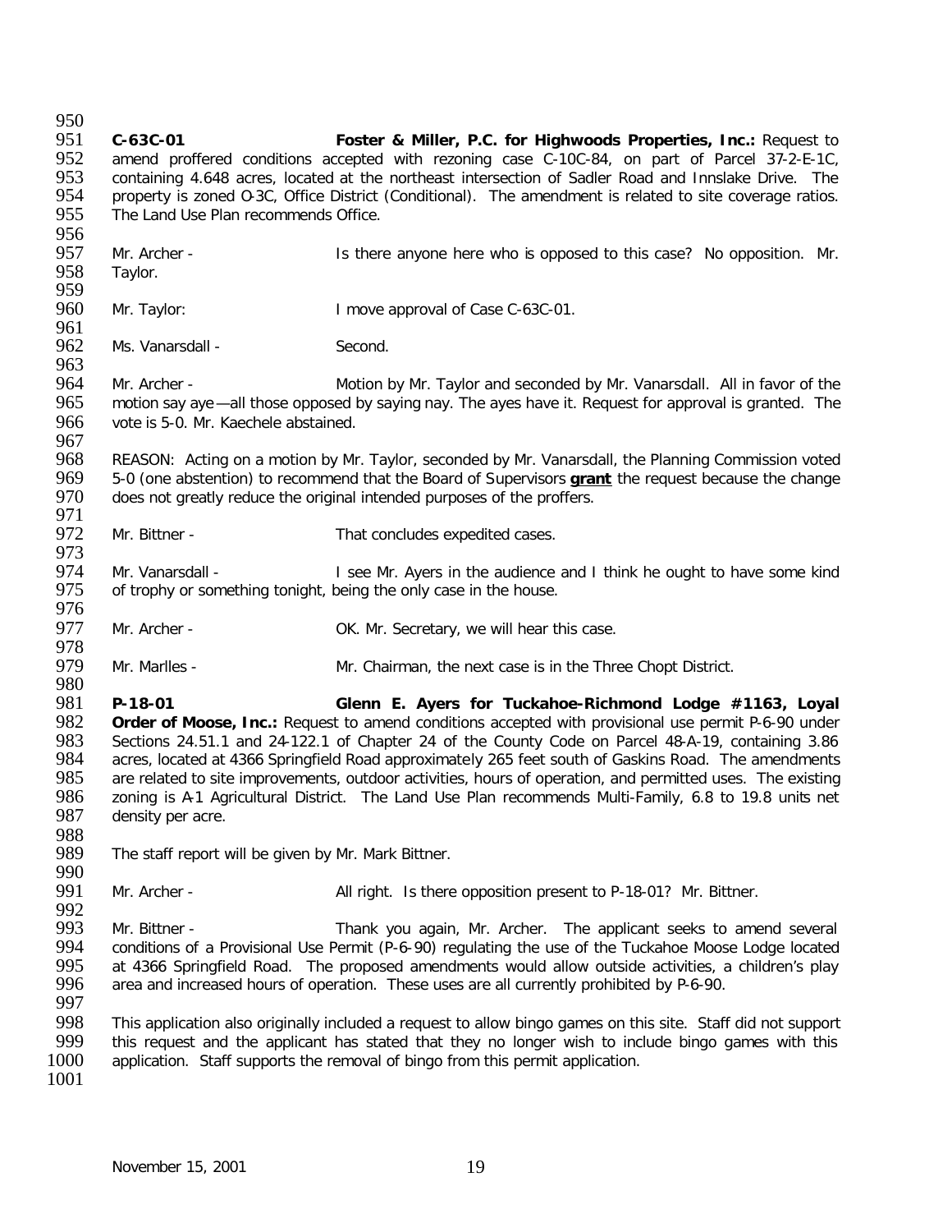**C-63C-01** **Foster & Miller, P.C. for Highwoods Properties, Inc.:** Request to amend proffered conditions accepted with rezoning case C-10C-84, on part of Parcel 37-2-E-1C, containing 4.648 acres, located at the northeast intersection of Sadler Road and Innslake Drive. The property is zoned O-3C, Office District (Conditional). The amendment is related to site coverage ratios. The Land Use Plan recommends Office.

Mr. Archer - Is there anyone here who is opposed to this case? No opposition. Mr. Taylor.

Mr. Taylor: I move approval of Case C-63C-01.

Ms. Vanarsdall - Second.

Mr. Archer - Motion by Mr. Taylor and seconded by Mr. Vanarsdall. All in favor of the motion say aye—all those opposed by saying nay. The ayes have it. Request for approval is granted. The vote is 5-0. Mr. Kaechele abstained.

REASON: Acting on a motion by Mr. Taylor, seconded by Mr. Vanarsdall, the Planning Commission voted 5-0 (one abstention) to recommend that the Board of Supervisors **grant** the request because the change does not greatly reduce the original intended purposes of the proffers.

Mr. Bittner - That concludes expedited cases.

Mr. Vanarsdall - I see Mr. Ayers in the audience and I think he ought to have some kind of trophy or something tonight, being the only case in the house.

Mr. Archer - OK. Mr. Secretary, we will hear this case.

Mr. Marlles - Mr. Chairman, the next case is in the Three Chopt District.

**P-18-01** **Glenn E. Ayers for Tuckahoe-Richmond Lodge #1163, Loyal Order of Moose, Inc.:** Request to amend conditions accepted with provisional use permit P-6-90 under Sections 24.51.1 and 24-122.1 of Chapter 24 of the County Code on Parcel 48-A-19, containing 3.86 acres, located at 4366 Springfield Road approximately 265 feet south of Gaskins Road. The amendments are related to site improvements, outdoor activities, hours of operation, and permitted uses. The existing zoning is A-1 Agricultural District. The Land Use Plan recommends Multi-Family, 6.8 to 19.8 units net density per acre.

The staff report will be given by Mr. Mark Bittner.

Mr. Archer - All right. Is there opposition present to P-18-01? Mr. Bittner.

Mr. Bittner - Thank you again, Mr. Archer. The applicant seeks to amend several conditions of a Provisional Use Permit (P-6-90) regulating the use of the Tuckahoe Moose Lodge located at 4366 Springfield Road. The proposed amendments would allow outside activities, a children's play area and increased hours of operation. These uses are all currently prohibited by P-6-90.

This application also originally included a request to allow bingo games on this site. Staff did not support this request and the applicant has stated that they no longer wish to include bingo games with this application. Staff supports the removal of bingo from this permit application.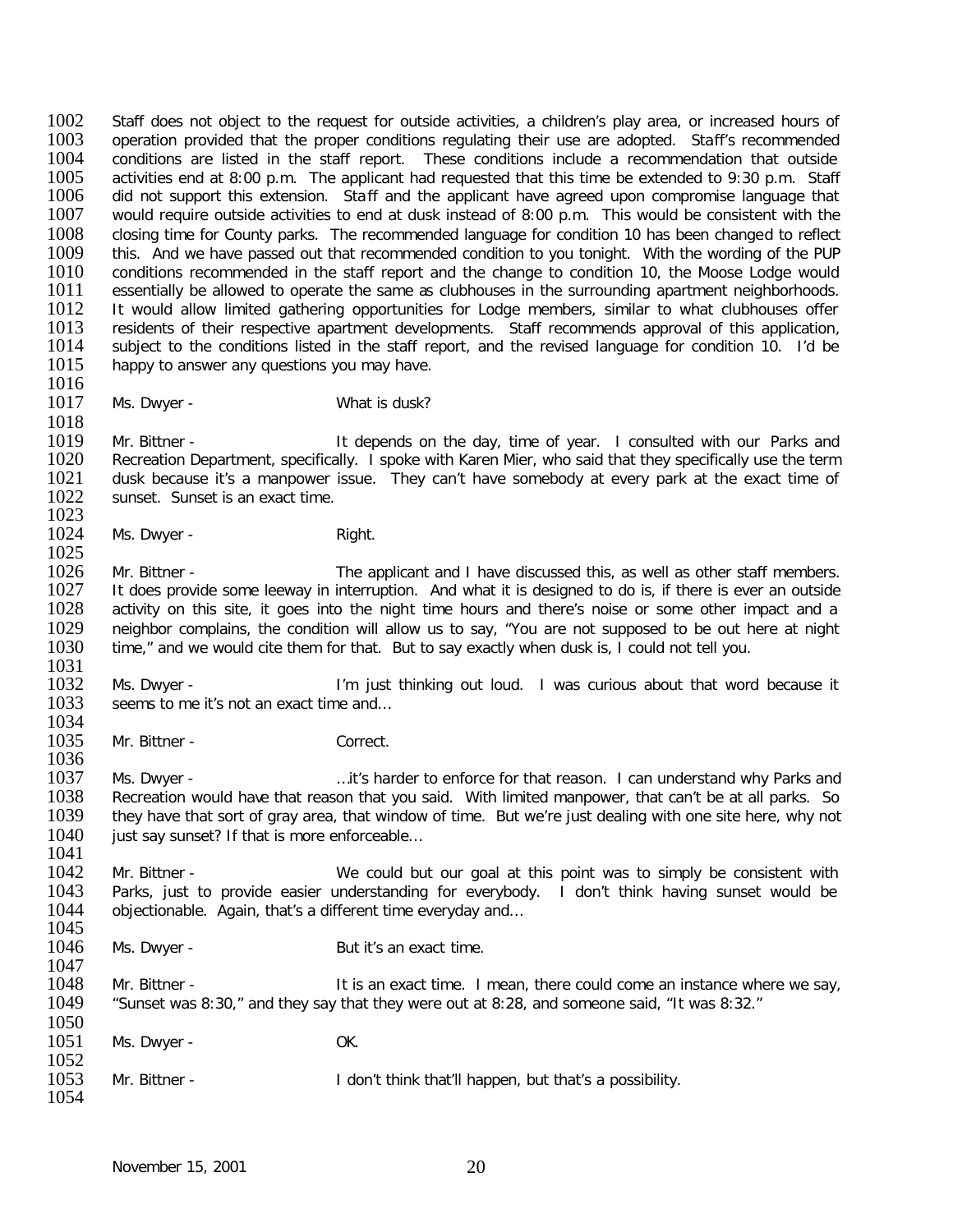Staff does not object to the request for outside activities, a children's play area, or increased hours of operation provided that the proper conditions regulating their use are adopted. Staff's recommended conditions are listed in the staff report. These conditions include a recommendation that outside activities end at 8:00 p.m. The applicant had requested that this time be extended to 9:30 p.m. Staff did not support this extension. Staff and the applicant have agreed upon compromise language that would require outside activities to end at dusk instead of 8:00 p.m. This would be consistent with the closing time for County parks. The recommended language for condition 10 has been changed to reflect this. And we have passed out that recommended condition to you tonight. With the wording of the PUP conditions recommended in the staff report and the change to condition 10, the Moose Lodge would essentially be allowed to operate the same as clubhouses in the surrounding apartment neighborhoods. It would allow limited gathering opportunities for Lodge members, similar to what clubhouses offer residents of their respective apartment developments. Staff recommends approval of this application, subject to the conditions listed in the staff report, and the revised language for condition 10. I'd be happy to answer any questions you may have.

Ms. Dwyer - What is dusk?

Mr. Bittner - It depends on the day, time of year. I consulted with our Parks and Recreation Department, specifically. I spoke with Karen Mier, who said that they specifically use the term dusk because it's a manpower issue. They can't have somebody at every park at the exact time of sunset. Sunset is an exact time.

Ms. Dwyer - Right.

Mr. Bittner - The applicant and I have discussed this, as well as other staff members. It does provide some leeway in interruption. And what it is designed to do is, if there is ever an outside activity on this site, it goes into the night time hours and there's noise or some other impact and a neighbor complains, the condition will allow us to say, "You are not supposed to be out here at night time," and we would cite them for that. But to say exactly when dusk is, I could not tell you.

Ms. Dwyer - I'm just thinking out loud. I was curious about that word because it seems to me it's not an exact time and…

Mr. Bittner - Correct.

Ms. Dwyer - …it's harder to enforce for that reason. I can understand why Parks and Recreation would have that reason that you said. With limited manpower, that can't be at all parks. So they have that sort of gray area, that window of time. But we're just dealing with one site here, why not just say sunset? If that is more enforceable…

Mr. Bittner - We could but our goal at this point was to simply be consistent with Parks, just to provide easier understanding for everybody. I don't think having sunset would be objectionable. Again, that's a different time everyday and…

Ms. Dwyer - But it's an exact time.

Mr. Bittner - It is an exact time. I mean, there could come an instance where we say, "Sunset was 8:30," and they say that they were out at 8:28, and someone said, "It was 8:32."

Ms. Dwyer - OK.

Mr. Bittner - I don't think that'll happen, but that's a possibility.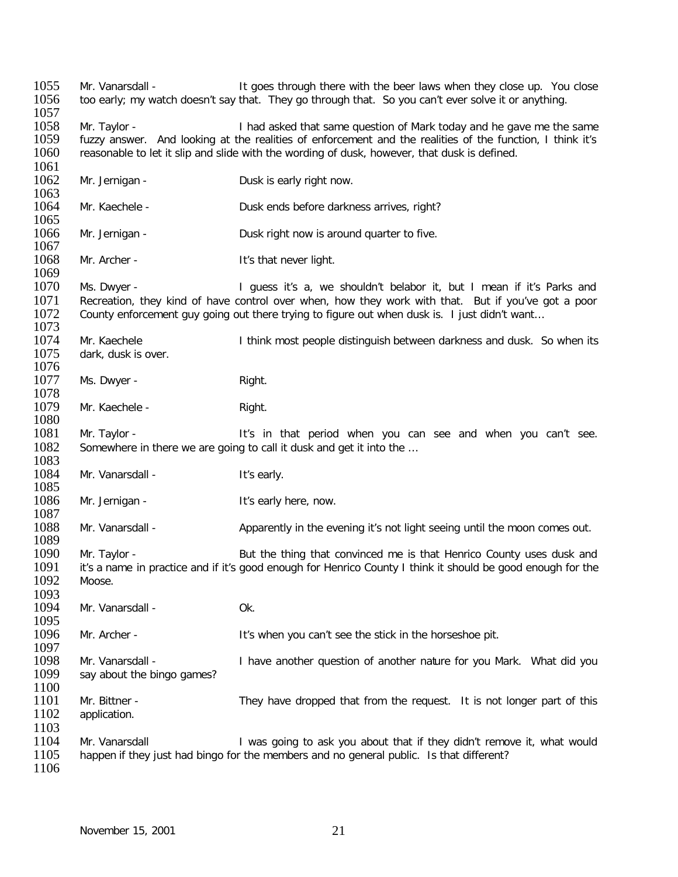1055 Mr. Vanarsdall - It goes through there with the beer laws when they close up. You close
1056 too early; my watch doesn't say that. They go through that. So you can't ever solve it or anything.
1057
1058 Mr. Taylor - I had asked that same question of Mark today and he gave me the same
1059 fuzzy answer. And looking at the realities of enforcement and the realities of the function, I think it's
1060 reasonable to let it slip and slide with the wording of dusk, however, that dusk is defined.
1061
1062 Mr. Jernigan - Dusk is early right now.
1063
1064 Mr. Kaechele - Dusk ends before darkness arrives, right?
1065
1066 Mr. Jernigan - Dusk right now is around quarter to five.
1067
1068 Mr. Archer - It's that never light.
1069
1070 Ms. Dwyer - I guess it's a, we shouldn't belabor it, but I mean if it's Parks and
1071 Recreation, they kind of have control over when, how they work with that. But if you've got a poor
1072 County enforcement guy going out there trying to figure out when dusk is. I just didn't want…
1073
1074 Mr. Kaechele I think most people distinguish between darkness and dusk. So when its
1075 dark, dusk is over.
1076
1077 Ms. Dwyer - Right.
1078
1079 Mr. Kaechele - Right.
1080
1081 Mr. Taylor - It's in that period when you can see and when you can't see.
1082 Somewhere in there we are going to call it dusk and get it into the …
1083
1084 Mr. Vanarsdall - It's early.
1085
1086 Mr. Jernigan - It's early here, now.
1087
1088 Mr. Vanarsdall - Apparently in the evening it's not light seeing until the moon comes out.
1089
1090 Mr. Taylor - But the thing that convinced me is that Henrico County uses dusk and
1091 it's a name in practice and if it's good enough for Henrico County I think it should be good enough for the
1092 Moose.
1093
1094 Mr. Vanarsdall - Ok.
1095
1096 Mr. Archer - It's when you can't see the stick in the horseshoe pit.
1097
1098 Mr. Vanarsdall - I have another question of another nature for you Mark. What did you
1099 say about the bingo games?
1100
1101 Mr. Bittner - They have dropped that from the request. It is not longer part of this
1102 application.
1103
1104 Mr. Vanarsdall I was going to ask you about that if they didn't remove it, what would
1105 happen if they just had bingo for the members and no general public. Is that different?
1106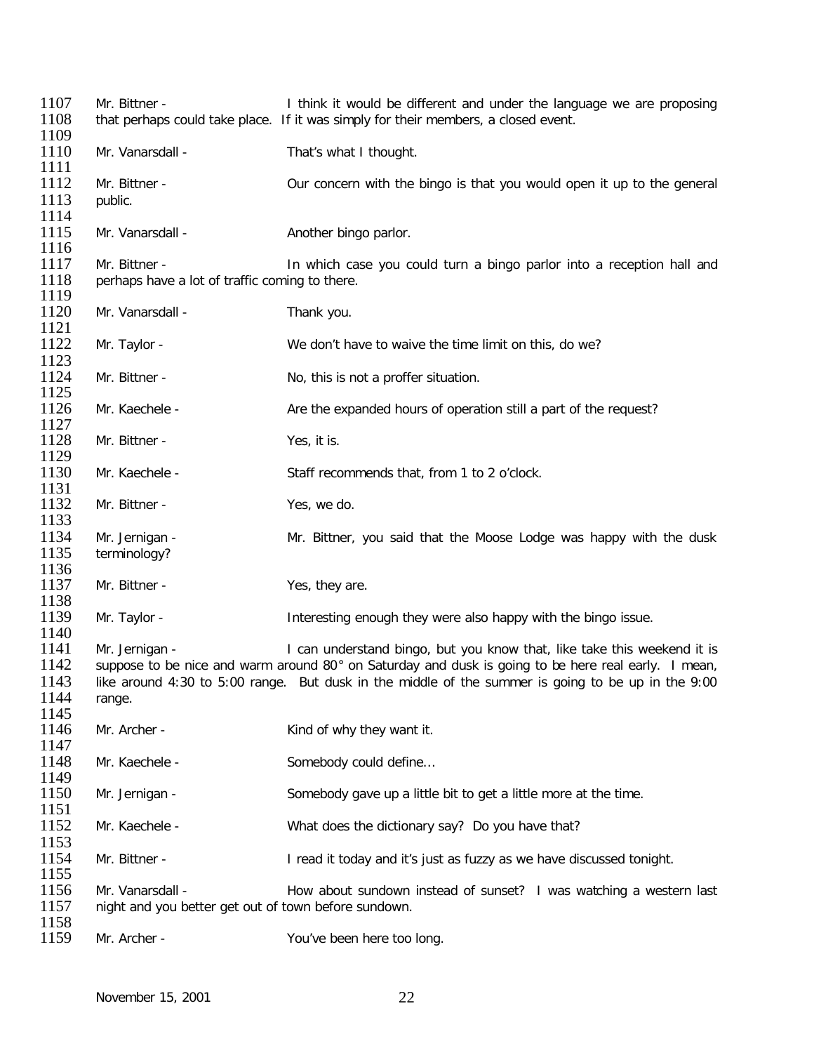1107 Mr. Bittner - I think it would be different and under the language we are proposing
1108 that perhaps could take place. If it was simply for their members, a closed event.
1109
1110 Mr. Vanarsdall - That's what I thought.
1111
1112 Mr. Bittner - Our concern with the bingo is that you would open it up to the general
1113 public.
1114
1115 Mr. Vanarsdall - Another bingo parlor.
1116
1117 Mr. Bittner - In which case you could turn a bingo parlor into a reception hall and
1118 perhaps have a lot of traffic coming to there.
1119
1120 Mr. Vanarsdall - Thank you.
1121
1122 Mr. Taylor - We don't have to waive the time limit on this, do we?
1123
1124 Mr. Bittner - No, this is not a proffer situation.
1125
1126 Mr. Kaechele - Are the expanded hours of operation still a part of the request?
1127
1128 Mr. Bittner - Yes, it is.
1129
1130 Mr. Kaechele - Staff recommends that, from 1 to 2 o'clock.
1131
1132 Mr. Bittner - Yes, we do.
1133
1134 Mr. Jernigan - Mr. Bittner, you said that the Moose Lodge was happy with the dusk
1135 terminology?
1136
1137 Mr. Bittner - Yes, they are.
1138
1139 Mr. Taylor - Interesting enough they were also happy with the bingo issue.
1140
1141 Mr. Jernigan - I can understand bingo, but you know that, like take this weekend it is
1142 suppose to be nice and warm around 80° on Saturday and dusk is going to be here real early. I mean,
1143 like around 4:30 to 5:00 range. But dusk in the middle of the summer is going to be up in the 9:00
1144 range.
1145
1146 Mr. Archer - Kind of why they want it.
1147
1148 Mr. Kaechele - Somebody could define…
1149
1150 Mr. Jernigan - Somebody gave up a little bit to get a little more at the time.
1151
1152 Mr. Kaechele - What does the dictionary say? Do you have that?
1153
1154 Mr. Bittner - I read it today and it's just as fuzzy as we have discussed tonight.
1155
1156 Mr. Vanarsdall - How about sundown instead of sunset? I was watching a western last
1157 night and you better get out of town before sundown.
1158
1159 Mr. Archer - You've been here too long.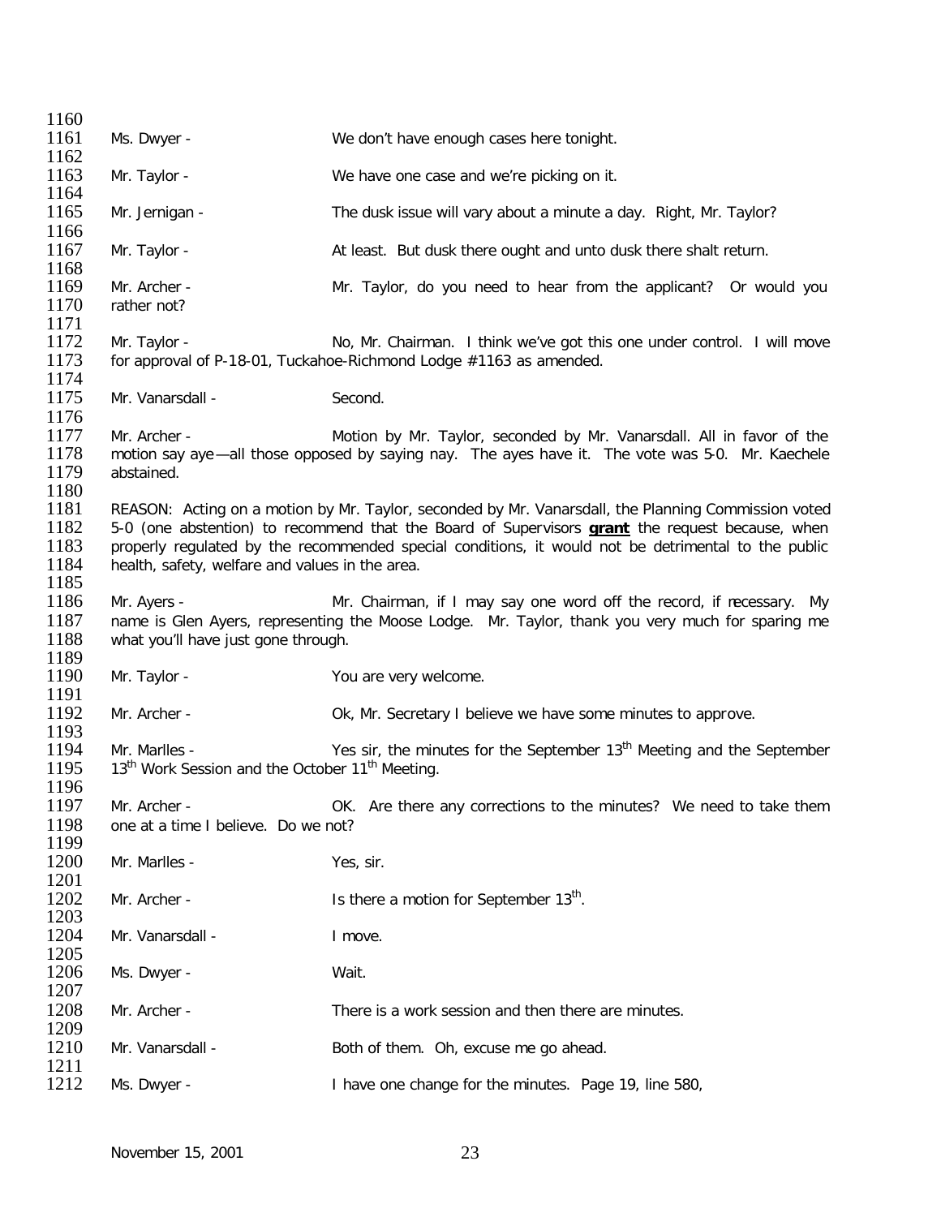1160

1161 Ms. Dwyer - We don't have enough cases here tonight.

1162

1163 Mr. Taylor - We have one case and we're picking on it.

1164

1165 Mr. Jernigan - The dusk issue will vary about a minute a day. Right, Mr. Taylor?

1166

1167 Mr. Taylor - At least. But dusk there ought and unto dusk there shalt return.

1168

1169 Mr. Archer - Mr. Taylor, do you need to hear from the applicant? Or would you
1170 rather not?

1171

1172 Mr. Taylor - No, Mr. Chairman. I think we've got this one under control. I will move
1173 for approval of P-18-01, Tuckahoe-Richmond Lodge #1163 as amended.

1174

1175 Mr. Vanarsdall - Second.

1176

1177 Mr. Archer - Motion by Mr. Taylor, seconded by Mr. Vanarsdall. All in favor of the
1178 motion say aye—all those opposed by saying nay. The ayes have it. The vote was 5-0. Mr. Kaechele
1179 abstained.

1180

1181 REASON: Acting on a motion by Mr. Taylor, seconded by Mr. Vanarsdall, the Planning Commission voted
1182 5-0 (one abstention) to recommend that the Board of Supervisors **grant** the request because, when
1183 properly regulated by the recommended special conditions, it would not be detrimental to the public
1184 health, safety, welfare and values in the area.

1185

1186 Mr. Ayers - Mr. Chairman, if I may say one word off the record, if necessary. My
1187 name is Glen Ayers, representing the Moose Lodge. Mr. Taylor, thank you very much for sparing me
1188 what you'll have just gone through.

1189

1190 Mr. Taylor - You are very welcome.

1191

1192 Mr. Archer - Ok, Mr. Secretary I believe we have some minutes to approve.

1193

1194 Mr. Marlles - Yes sir, the minutes for the September 13th Meeting and the September
1195 13th Work Session and the October 11th Meeting.

1196

1197 Mr. Archer - OK. Are there any corrections to the minutes? We need to take them
1198 one at a time I believe. Do we not?

1199

1200 Mr. Marlles - Yes, sir.

1201

1202 Mr. Archer - Is there a motion for September 13th.

1203

1204 Mr. Vanarsdall - I move.

1205

1206 Ms. Dwyer - Wait.

1207

1208 Mr. Archer - There is a work session and then there are minutes.

1209

1210 Mr. Vanarsdall - Both of them. Oh, excuse me go ahead.

1211

1212 Ms. Dwyer - I have one change for the minutes. Page 19, line 580,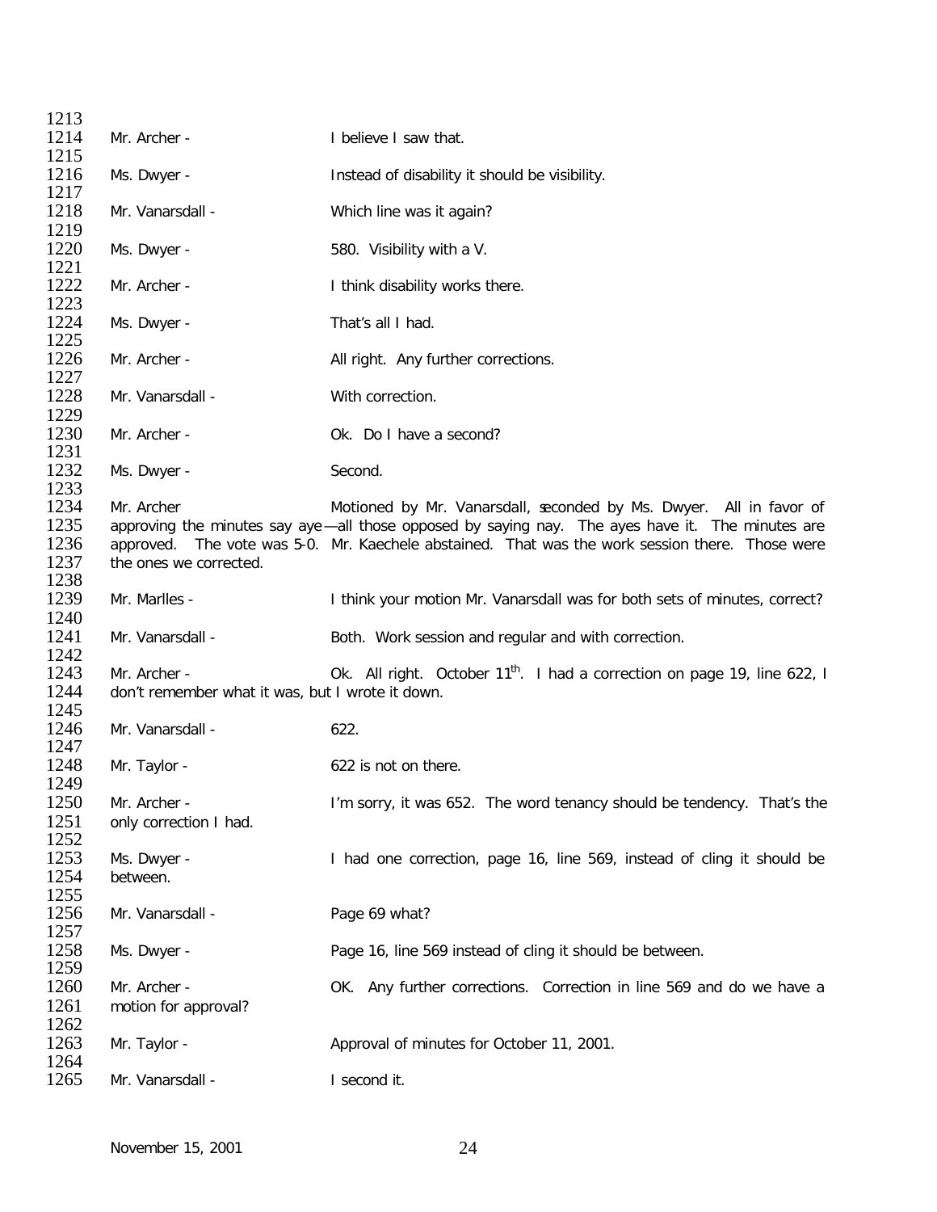1213
1214 Mr. Archer - I believe I saw that.
1215
1216 Ms. Dwyer - Instead of disability it should be visibility.
1217
1218 Mr. Vanarsdall - Which line was it again?
1219
1220 Ms. Dwyer - 580. Visibility with a V.
1221
1222 Mr. Archer - I think disability works there.
1223
1224 Ms. Dwyer - That's all I had.
1225
1226 Mr. Archer - All right. Any further corrections.
1227
1228 Mr. Vanarsdall - With correction.
1229
1230 Mr. Archer - Ok. Do I have a second?
1231
1232 Ms. Dwyer - Second.
1233
1234 Mr. Archer Motioned by Mr. Vanarsdall, seconded by Ms. Dwyer. All in favor of
1235 approving the minutes say aye—all those opposed by saying nay. The ayes have it. The minutes are
1236 approved. The vote was 5-0. Mr. Kaechele abstained. That was the work session there. Those were
1237 the ones we corrected.
1238
1239 Mr. Marlles - I think your motion Mr. Vanarsdall was for both sets of minutes, correct?
1240
1241 Mr. Vanarsdall - Both. Work session and regular and with correction.
1242
1243 Mr. Archer - Ok. All right. October 11th. I had a correction on page 19, line 622, I
1244 don't remember what it was, but I wrote it down.
1245
1246 Mr. Vanarsdall - 622.
1247
1248 Mr. Taylor - 622 is not on there.
1249
1250 Mr. Archer - I'm sorry, it was 652. The word tenancy should be tendency. That's the
1251 only correction I had.
1252
1253 Ms. Dwyer - I had one correction, page 16, line 569, instead of cling it should be
1254 between.
1255
1256 Mr. Vanarsdall - Page 69 what?
1257
1258 Ms. Dwyer - Page 16, line 569 instead of cling it should be between.
1259
1260 Mr. Archer - OK. Any further corrections. Correction in line 569 and do we have a
1261 motion for approval?
1262
1263 Mr. Taylor - Approval of minutes for October 11, 2001.
1264
1265 Mr. Vanarsdall - I second it.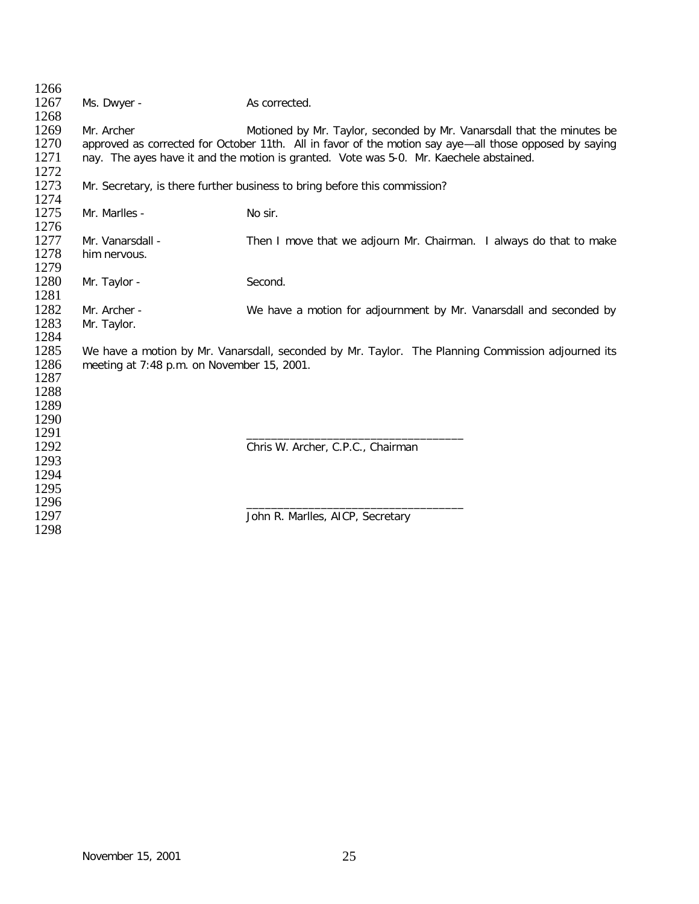Ms. Dwyer - As corrected.

Mr. Archer Motioned by Mr. Taylor, seconded by Mr. Vanarsdall that the minutes be approved as corrected for October 11th. All in favor of the motion say aye—all those opposed by saying nay. The ayes have it and the motion is granted. Vote was 5-0. Mr. Kaechele abstained.

Mr. Secretary, is there further business to bring before this commission?

Mr. Marlles - No sir.

Mr. Vanarsdall - Then I move that we adjourn Mr. Chairman. I always do that to make him nervous.

Mr. Taylor - Second.

Mr. Archer - We have a motion for adjournment by Mr. Vanarsdall and seconded by Mr. Taylor.

We have a motion by Mr. Vanarsdall, seconded by Mr. Taylor. The Planning Commission adjourned its meeting at 7:48 p.m. on November 15, 2001.

\_\_\_\_\_\_\_\_\_\_\_\_\_\_\_\_\_\_\_\_\_\_\_\_\_\_\_\_\_\_\_\_\_\_

Chris W. Archer, C.P.C., Chairman

\_\_\_\_\_\_\_\_\_\_\_\_\_\_\_\_\_\_\_\_\_\_\_\_\_\_\_\_\_\_\_\_\_\_

John R. Marlles, AICP, Secretary